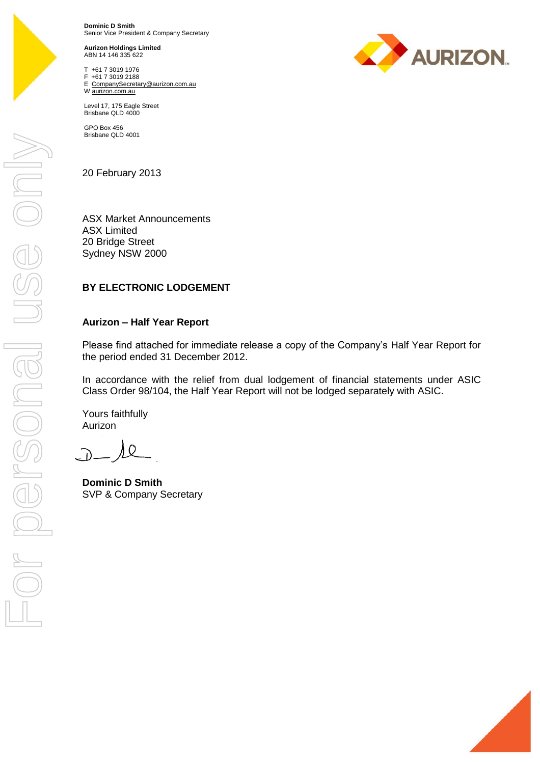**Dominic D Smith**
Senior Vice President & Company Secretary

**Aurizon Holdings Limited**
ABN 14 146 335 622

T +61 7 3019 1976
F +61 7 3019 2188
E CompanySecretary@aurizon.com.au
W aurizon.com.au

Level 17, 175 Eagle Street
Brisbane QLD 4000

GPO Box 456
Brisbane QLD 4001

20 February 2013

ASX Market Announcements
ASX Limited
20 Bridge Street
Sydney NSW 2000

**BY ELECTRONIC LODGEMENT**

**Aurizon – Half Year Report**

Please find attached for immediate release a copy of the Company's Half Year Report for the period ended 31 December 2012.

In accordance with the relief from dual lodgement of financial statements under ASIC Class Order 98/104, the Half Year Report will not be lodged separately with ASIC.

Yours faithfully
Aurizon

**Dominic D Smith**
SVP & Company Secretary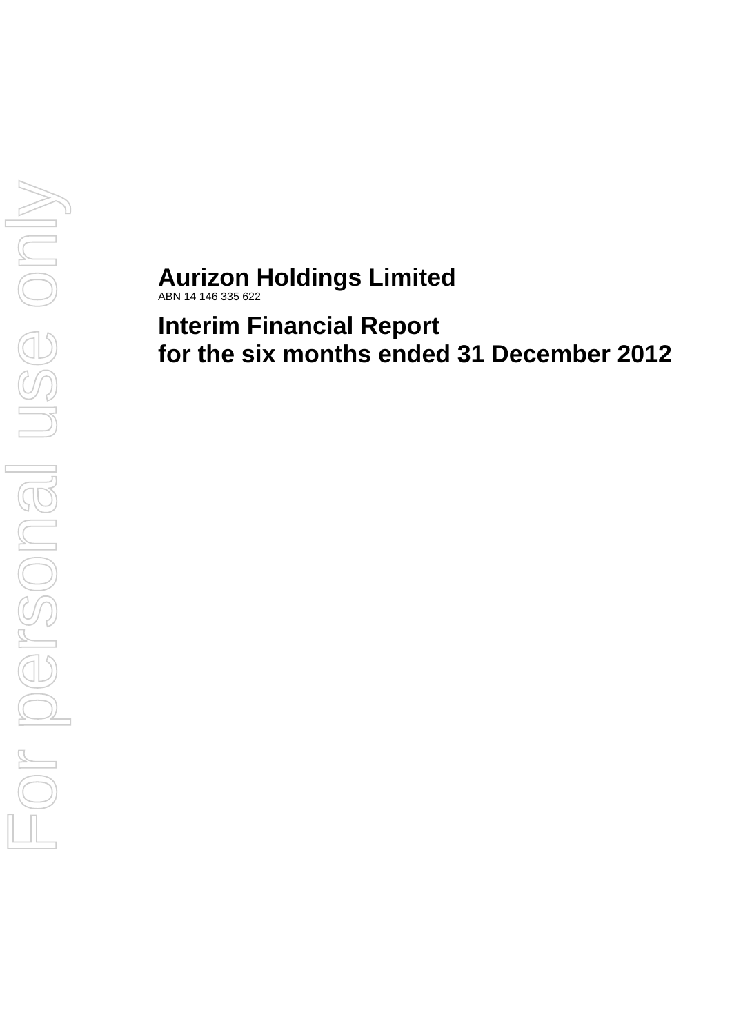# Aurizon Holdings Limited

ABN 14 146 335 622

# Interim Financial Report
# for the six months ended 31 December 2012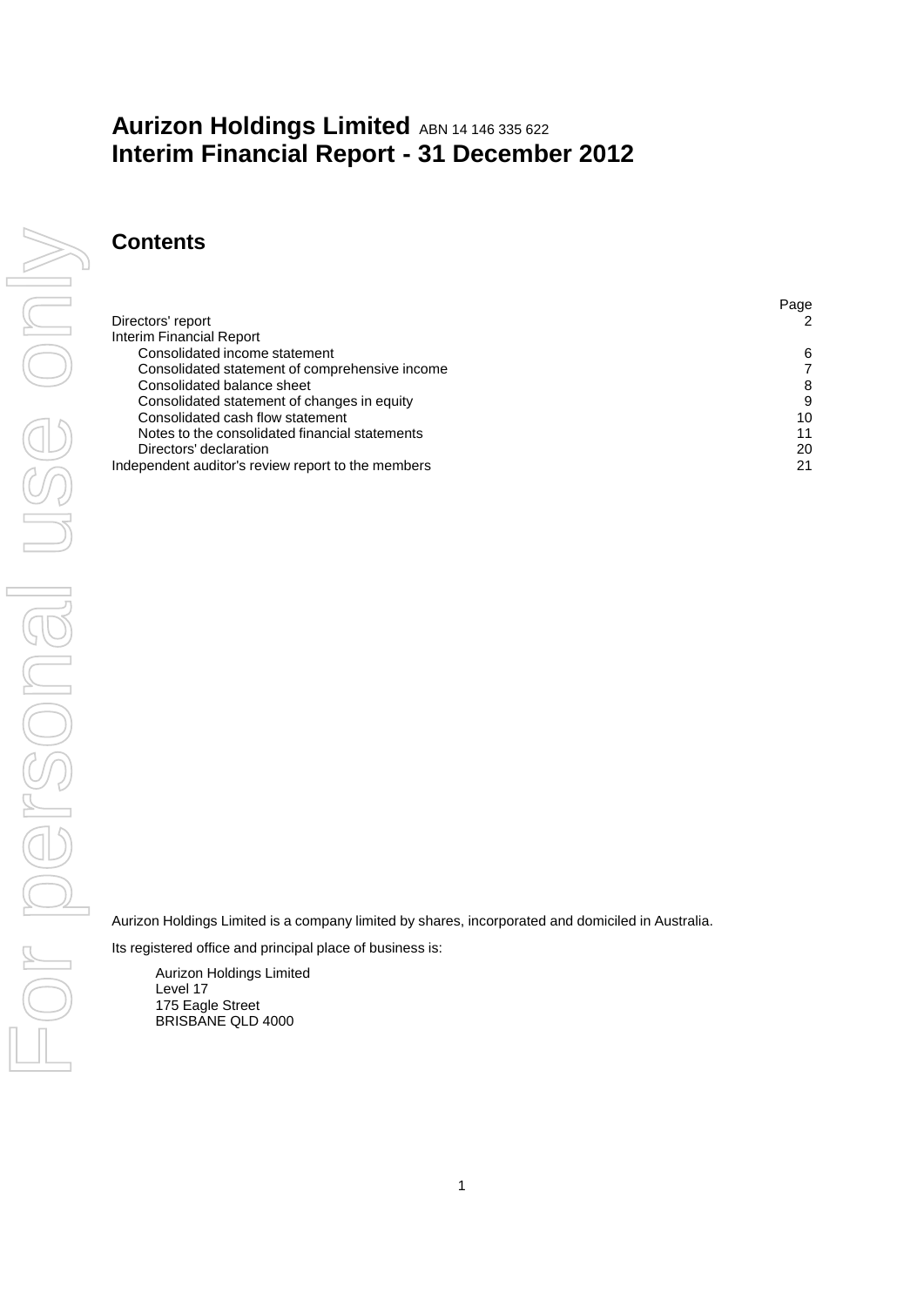# Aurizon Holdings Limited ABN 14 146 335 622
# Interim Financial Report - 31 December 2012

## Contents

| | Page |
|---|---|
| Directors' report | 2 |
| Interim Financial Report | |
| Consolidated income statement | 6 |
| Consolidated statement of comprehensive income | 7 |
| Consolidated balance sheet | 8 |
| Consolidated statement of changes in equity | 9 |
| Consolidated cash flow statement | 10 |
| Notes to the consolidated financial statements | 11 |
| Directors' declaration | 20 |
| Independent auditor's review report to the members | 21 |

Aurizon Holdings Limited is a company limited by shares, incorporated and domiciled in Australia.

Its registered office and principal place of business is:

Aurizon Holdings Limited
Level 17
175 Eagle Street
BRISBANE QLD 4000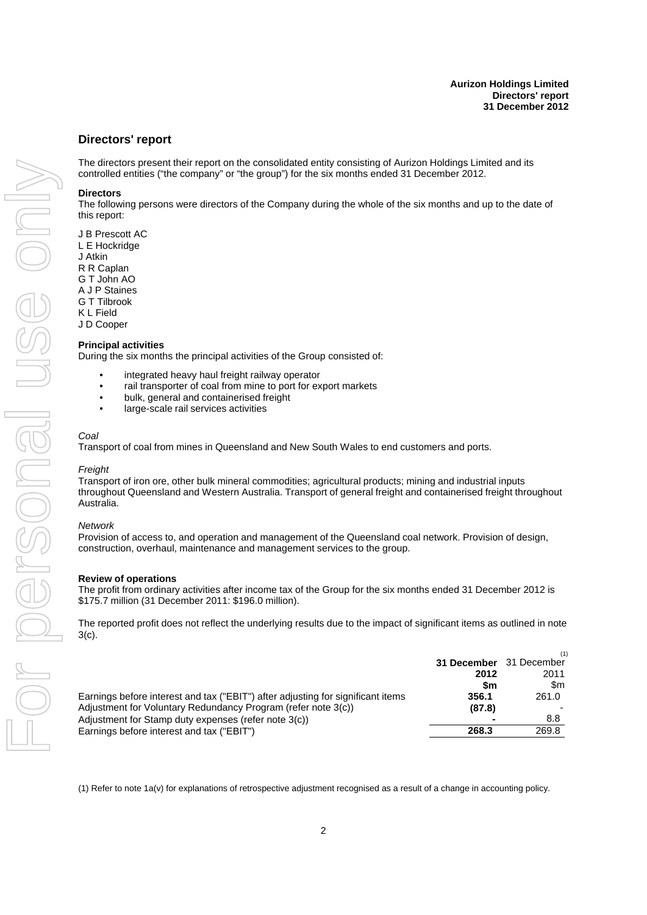## Directors' report

The directors present their report on the consolidated entity consisting of Aurizon Holdings Limited and its controlled entities ("the company" or "the group") for the six months ended 31 December 2012.

**Directors**

The following persons were directors of the Company during the whole of the six months and up to the date of this report:

J B Prescott AC
L E Hockridge
J Atkin
R R Caplan
G T John AO
A J P Staines
G T Tilbrook
K L Field
J D Cooper

**Principal activities**

During the six months the principal activities of the Group consisted of:

- integrated heavy haul freight railway operator
- rail transporter of coal from mine to port for export markets
- bulk, general and containerised freight
- large-scale rail services activities

*Coal*

Transport of coal from mines in Queensland and New South Wales to end customers and ports.

*Freight*

Transport of iron ore, other bulk mineral commodities; agricultural products; mining and industrial inputs throughout Queensland and Western Australia. Transport of general freight and containerised freight throughout Australia.

*Network*

Provision of access to, and operation and management of the Queensland coal network. Provision of design, construction, overhaul, maintenance and management services to the group.

**Review of operations**

The profit from ordinary activities after income tax of the Group for the six months ended 31 December 2012 is $175.7 million (31 December 2011: $196.0 million).

The reported profit does not reflect the underlying results due to the impact of significant items as outlined in note 3(c).

| | **31 December 2012 $m** | 31 December 2011 (1) $m |
|---|---|---|
| Earnings before interest and tax ("EBIT") after adjusting for significant items | **356.1** | 261.0 |
| Adjustment for Voluntary Redundancy Program (refer note 3(c)) | **(87.8)** | - |
| Adjustment for Stamp duty expenses (refer note 3(c)) | **-** | 8.8 |
| Earnings before interest and tax ("EBIT") | **268.3** | 269.8 |

(1) Refer to note 1a(v) for explanations of retrospective adjustment recognised as a result of a change in accounting policy.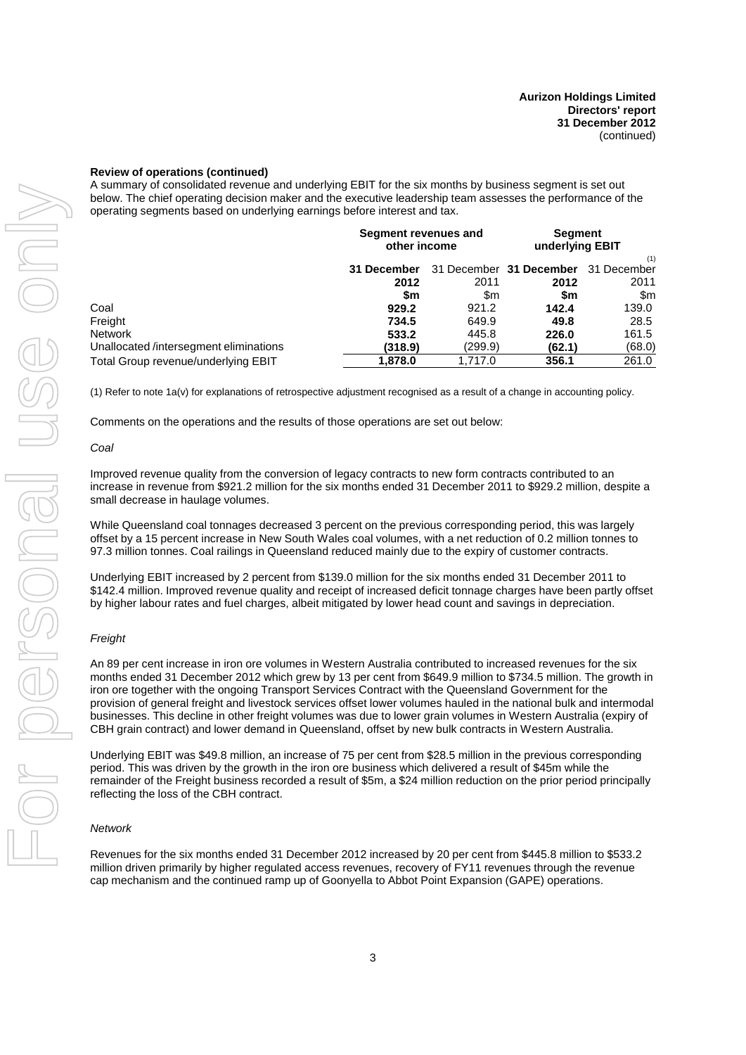**Review of operations (continued)**

A summary of consolidated revenue and underlying EBIT for the six months by business segment is set out below. The chief operating decision maker and the executive leadership team assesses the performance of the operating segments based on underlying earnings before interest and tax.

| | Segment revenues and other income | | Segment underlying EBIT | |
|---|---|---|---|---|
| | **31 December 2012** | 31 December 2011 | **31 December 2012** | 31 December 2011 [(1)] |
| | **$m** | $m | **$m** | $m |
| Coal | **929.2** | 921.2 | **142.4** | 139.0 |
| Freight | **734.5** | 649.9 | **49.8** | 28.5 |
| Network | **533.2** | 445.8 | **226.0** | 161.5 |
| Unallocated /intersegment eliminations | **(318.9)** | (299.9) | **(62.1)** | (68.0) |
| Total Group revenue/underlying EBIT | **1,878.0** | 1,717.0 | **356.1** | 261.0 |

(1) Refer to note 1a(v) for explanations of retrospective adjustment recognised as a result of a change in accounting policy.

Comments on the operations and the results of those operations are set out below:

*Coal*

Improved revenue quality from the conversion of legacy contracts to new form contracts contributed to an increase in revenue from $921.2 million for the six months ended 31 December 2011 to $929.2 million, despite a small decrease in haulage volumes.

While Queensland coal tonnages decreased 3 percent on the previous corresponding period, this was largely offset by a 15 percent increase in New South Wales coal volumes, with a net reduction of 0.2 million tonnes to 97.3 million tonnes. Coal railings in Queensland reduced mainly due to the expiry of customer contracts.

Underlying EBIT increased by 2 percent from $139.0 million for the six months ended 31 December 2011 to $142.4 million. Improved revenue quality and receipt of increased deficit tonnage charges have been partly offset by higher labour rates and fuel charges, albeit mitigated by lower head count and savings in depreciation.

*Freight*

An 89 per cent increase in iron ore volumes in Western Australia contributed to increased revenues for the six months ended 31 December 2012 which grew by 13 per cent from $649.9 million to $734.5 million. The growth in iron ore together with the ongoing Transport Services Contract with the Queensland Government for the provision of general freight and livestock services offset lower volumes hauled in the national bulk and intermodal businesses. This decline in other freight volumes was due to lower grain volumes in Western Australia (expiry of CBH grain contract) and lower demand in Queensland, offset by new bulk contracts in Western Australia.

Underlying EBIT was $49.8 million, an increase of 75 per cent from $28.5 million in the previous corresponding period. This was driven by the growth in the iron ore business which delivered a result of $45m while the remainder of the Freight business recorded a result of $5m, a $24 million reduction on the prior period principally reflecting the loss of the CBH contract.

*Network*

Revenues for the six months ended 31 December 2012 increased by 20 per cent from $445.8 million to $533.2 million driven primarily by higher regulated access revenues, recovery of FY11 revenues through the revenue cap mechanism and the continued ramp up of Goonyella to Abbot Point Expansion (GAPE) operations.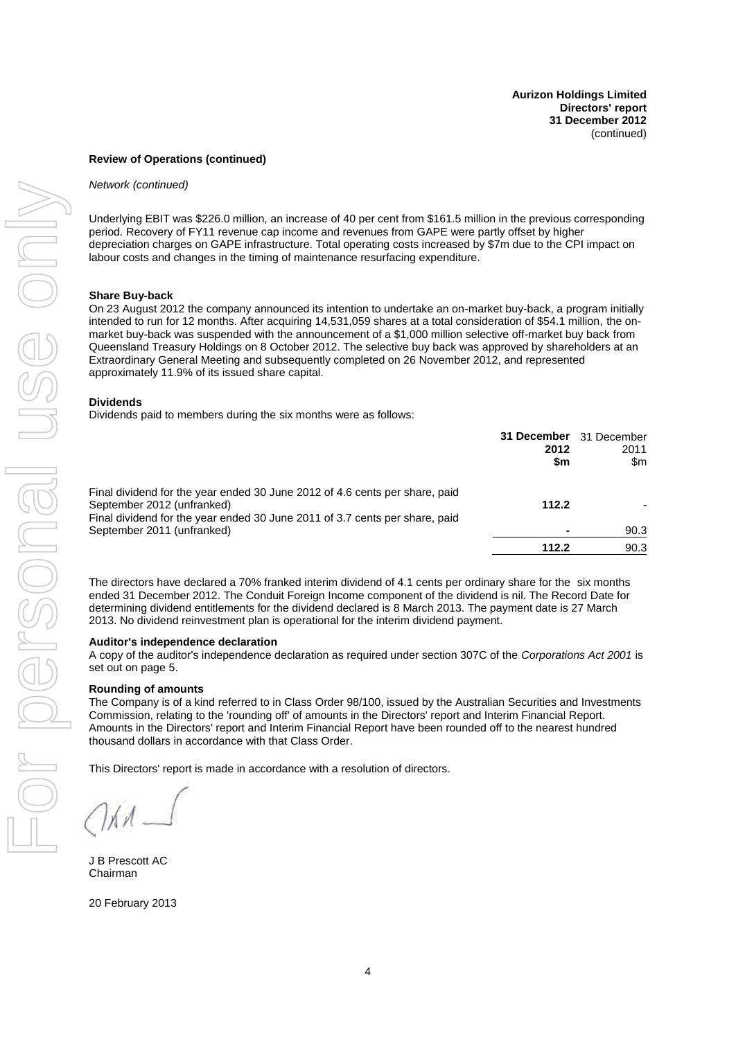**Review of Operations (continued)**

*Network (continued)*

Underlying EBIT was $226.0 million, an increase of 40 per cent from $161.5 million in the previous corresponding period. Recovery of FY11 revenue cap income and revenues from GAPE were partly offset by higher depreciation charges on GAPE infrastructure. Total operating costs increased by $7m due to the CPI impact on labour costs and changes in the timing of maintenance resurfacing expenditure.

**Share Buy-back**

On 23 August 2012 the company announced its intention to undertake an on-market buy-back, a program initially intended to run for 12 months. After acquiring 14,531,059 shares at a total consideration of $54.1 million, the on-market buy-back was suspended with the announcement of a $1,000 million selective off-market buy back from Queensland Treasury Holdings on 8 October 2012. The selective buy back was approved by shareholders at an Extraordinary General Meeting and subsequently completed on 26 November 2012, and represented approximately 11.9% of its issued share capital.

**Dividends**

Dividends paid to members during the six months were as follows:

| | **31 December 2012 $m** | 31 December 2011 $m |
|---|---|---|
| Final dividend for the year ended 30 June 2012 of 4.6 cents per share, paid September 2012 (unfranked) | **112.2** | - |
| Final dividend for the year ended 30 June 2011 of 3.7 cents per share, paid September 2011 (unfranked) | **-** | 90.3 |
| | **112.2** | 90.3 |

The directors have declared a 70% franked interim dividend of 4.1 cents per ordinary share for the six months ended 31 December 2012. The Conduit Foreign Income component of the dividend is nil. The Record Date for determining dividend entitlements for the dividend declared is 8 March 2013. The payment date is 27 March 2013. No dividend reinvestment plan is operational for the interim dividend payment.

**Auditor's independence declaration**

A copy of the auditor's independence declaration as required under section 307C of the *Corporations Act 2001* is set out on page 5.

**Rounding of amounts**

The Company is of a kind referred to in Class Order 98/100, issued by the Australian Securities and Investments Commission, relating to the 'rounding off' of amounts in the Directors' report and Interim Financial Report. Amounts in the Directors' report and Interim Financial Report have been rounded off to the nearest hundred thousand dollars in accordance with that Class Order.

This Directors' report is made in accordance with a resolution of directors.

J B Prescott AC
Chairman

20 February 2013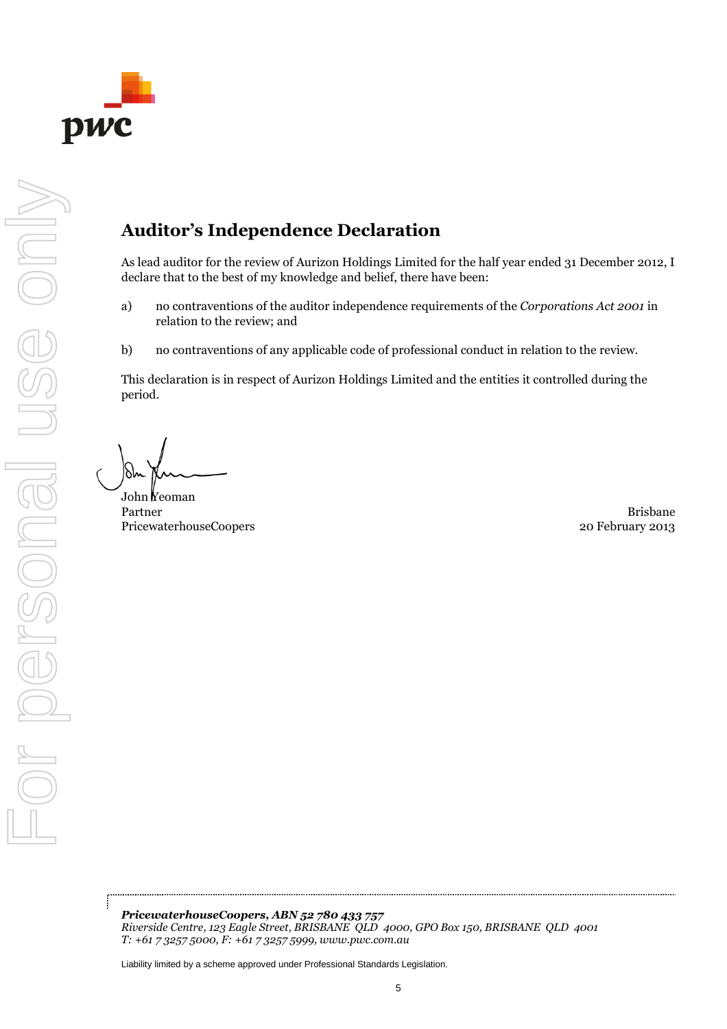# Auditor's Independence Declaration

As lead auditor for the review of Aurizon Holdings Limited for the half year ended 31 December 2012, I declare that to the best of my knowledge and belief, there have been:

a) no contraventions of the auditor independence requirements of the *Corporations Act 2001* in relation to the review; and

b) no contraventions of any applicable code of professional conduct in relation to the review.

This declaration is in respect of Aurizon Holdings Limited and the entities it controlled during the period.

John Yeoman
Partner
PricewaterhouseCoopers

Brisbane
20 February 2013

***PricewaterhouseCoopers, ABN 52 780 433 757***
*Riverside Centre, 123 Eagle Street, BRISBANE QLD 4000, GPO Box 150, BRISBANE QLD 4001*
*T: +61 7 3257 5000, F: +61 7 3257 5999, www.pwc.com.au*

Liability limited by a scheme approved under Professional Standards Legislation.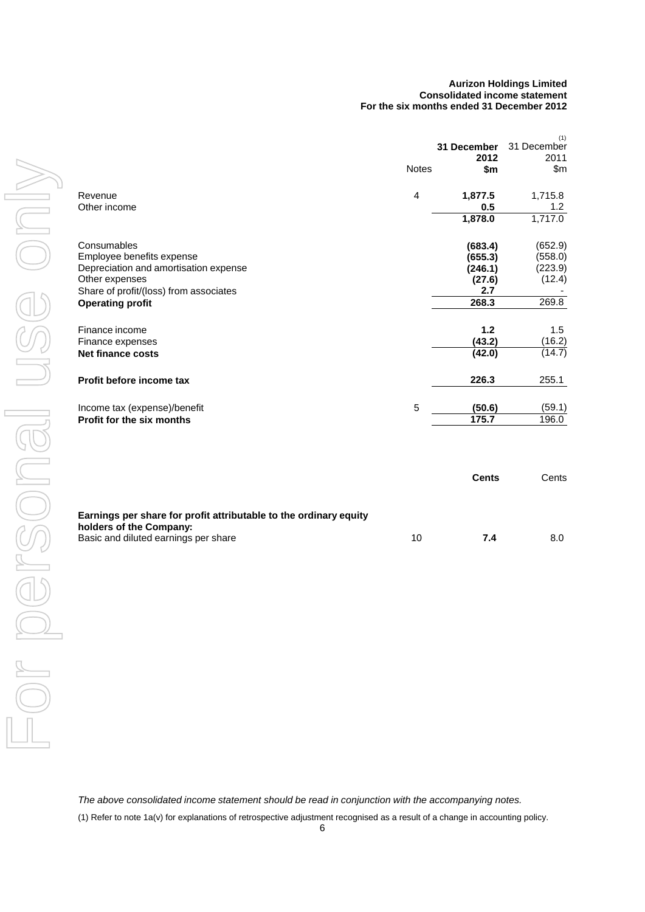**Aurizon Holdings Limited**
**Consolidated income statement**
**For the six months ended 31 December 2012**

| | Notes | **31 December 2012 $m** | 31 December 2011 [(1)] $m |
|---|---|---|---|
| Revenue | 4 | **1,877.5** | 1,715.8 |
| Other income | | **0.5** | 1.2 |
| | | **1,878.0** | 1,717.0 |
| | | | |
| Consumables | | **(683.4)** | (652.9) |
| Employee benefits expense | | **(655.3)** | (558.0) |
| Depreciation and amortisation expense | | **(246.1)** | (223.9) |
| Other expenses | | **(27.6)** | (12.4) |
| Share of profit/(loss) from associates | | **2.7** | - |
| **Operating profit** | | **268.3** | 269.8 |
| | | | |
| Finance income | | **1.2** | 1.5 |
| Finance expenses | | **(43.2)** | (16.2) |
| **Net finance costs** | | **(42.0)** | (14.7) |
| | | | |
| **Profit before income tax** | | **226.3** | 255.1 |
| | | | |
| Income tax (expense)/benefit | 5 | **(50.6)** | (59.1) |
| **Profit for the six months** | | **175.7** | 196.0 |

| | | **Cents** | Cents |
|---|---|---|---|
| **Earnings per share for profit attributable to the ordinary equity holders of the Company:** | | | |
| Basic and diluted earnings per share | 10 | **7.4** | 8.0 |

*The above consolidated income statement should be read in conjunction with the accompanying notes.*

(1) Refer to note 1a(v) for explanations of retrospective adjustment recognised as a result of a change in accounting policy.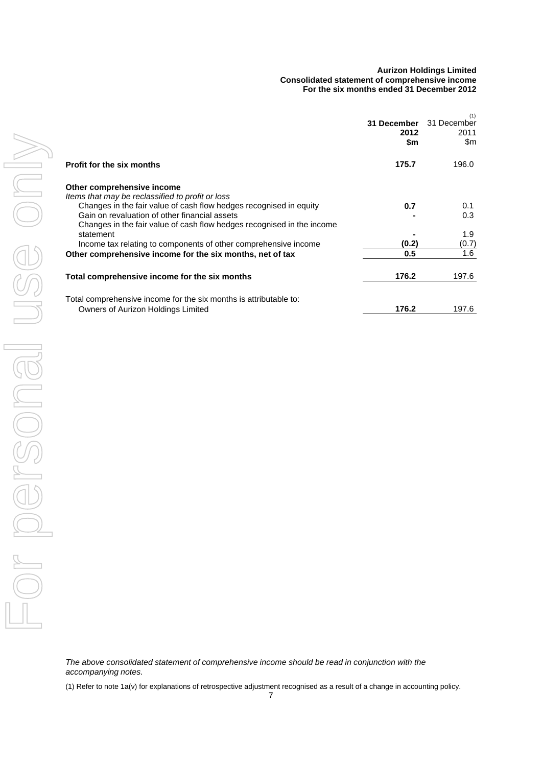**Aurizon Holdings Limited**
**Consolidated statement of comprehensive income**
**For the six months ended 31 December 2012**

| | **31 December 2012 $m** | 31 December 2011 [1] $m |
|---|---|---|
| **Profit for the six months** | **175.7** | 196.0 |
| | | |
| **Other comprehensive income** | | |
| *Items that may be reclassified to profit or loss* | | |
| Changes in the fair value of cash flow hedges recognised in equity | **0.7** | 0.1 |
| Gain on revaluation of other financial assets | **-** | 0.3 |
| Changes in the fair value of cash flow hedges recognised in the income statement | **-** | 1.9 |
| Income tax relating to components of other comprehensive income | **(0.2)** | (0.7) |
| **Other comprehensive income for the six months, net of tax** | **0.5** | 1.6 |
| | | |
| **Total comprehensive income for the six months** | **176.2** | 197.6 |
| | | |
| Total comprehensive income for the six months is attributable to: | | |
| Owners of Aurizon Holdings Limited | **176.2** | 197.6 |

*The above consolidated statement of comprehensive income should be read in conjunction with the accompanying notes.*

(1) Refer to note 1a(v) for explanations of retrospective adjustment recognised as a result of a change in accounting policy.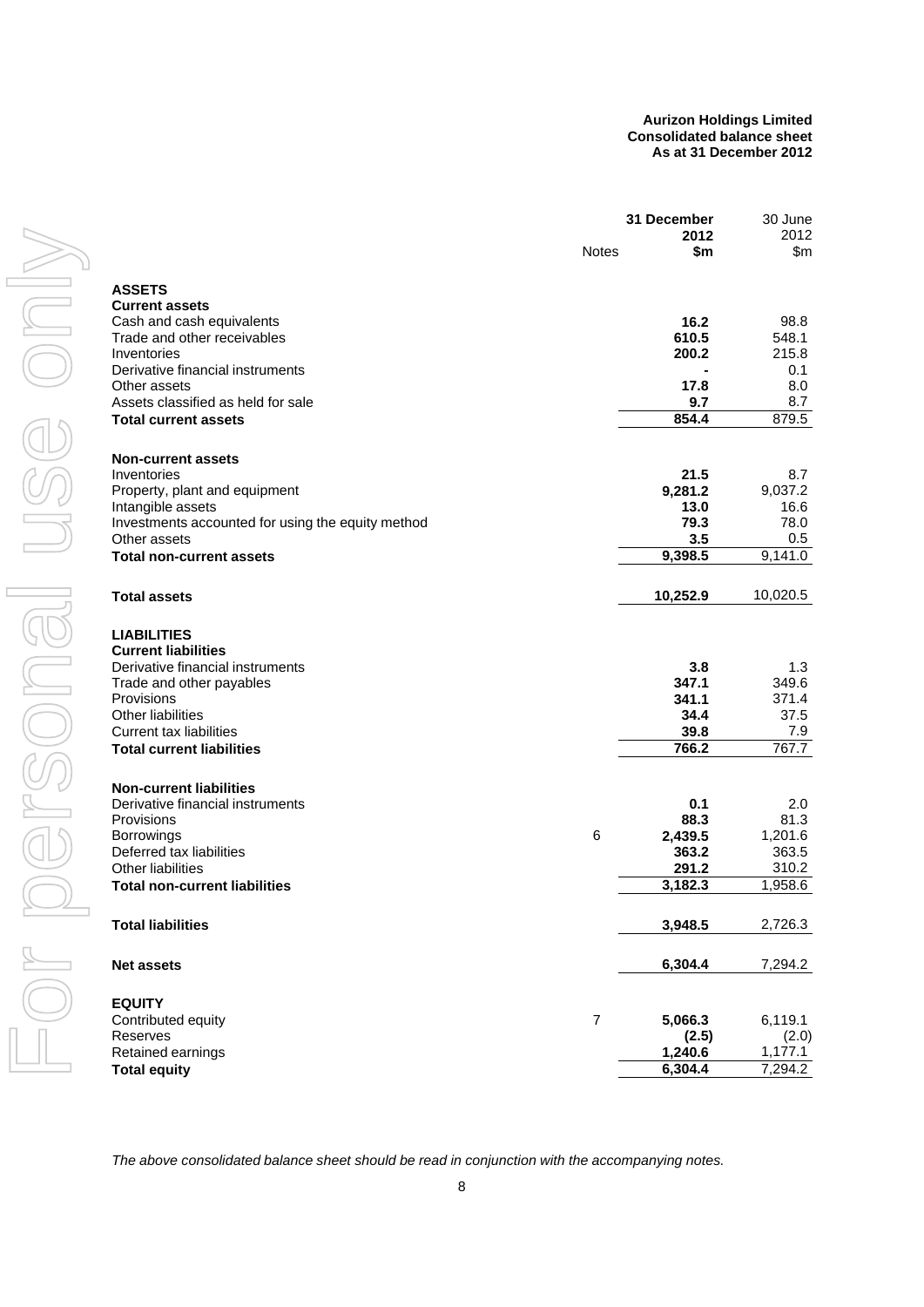**Aurizon Holdings Limited**
**Consolidated balance sheet**
**As at 31 December 2012**

| | Notes | 31 December 2012 $m | 30 June 2012 $m |
|---|---|---|---|
| **ASSETS** | | | |
| **Current assets** | | | |
| Cash and cash equivalents | | **16.2** | 98.8 |
| Trade and other receivables | | **610.5** | 548.1 |
| Inventories | | **200.2** | 215.8 |
| Derivative financial instruments | | **-** | 0.1 |
| Other assets | | **17.8** | 8.0 |
| Assets classified as held for sale | | **9.7** | 8.7 |
| **Total current assets** | | **854.4** | 879.5 |
| | | | |
| **Non-current assets** | | | |
| Inventories | | **21.5** | 8.7 |
| Property, plant and equipment | | **9,281.2** | 9,037.2 |
| Intangible assets | | **13.0** | 16.6 |
| Investments accounted for using the equity method | | **79.3** | 78.0 |
| Other assets | | **3.5** | 0.5 |
| **Total non-current assets** | | **9,398.5** | 9,141.0 |
| | | | |
| **Total assets** | | **10,252.9** | 10,020.5 |
| | | | |
| **LIABILITIES** | | | |
| **Current liabilities** | | | |
| Derivative financial instruments | | **3.8** | 1.3 |
| Trade and other payables | | **347.1** | 349.6 |
| Provisions | | **341.1** | 371.4 |
| Other liabilities | | **34.4** | 37.5 |
| Current tax liabilities | | **39.8** | 7.9 |
| **Total current liabilities** | | **766.2** | 767.7 |
| | | | |
| **Non-current liabilities** | | | |
| Derivative financial instruments | | **0.1** | 2.0 |
| Provisions | | **88.3** | 81.3 |
| Borrowings | 6 | **2,439.5** | 1,201.6 |
| Deferred tax liabilities | | **363.2** | 363.5 |
| Other liabilities | | **291.2** | 310.2 |
| **Total non-current liabilities** | | **3,182.3** | 1,958.6 |
| | | | |
| **Total liabilities** | | **3,948.5** | 2,726.3 |
| | | | |
| **Net assets** | | **6,304.4** | 7,294.2 |
| | | | |
| **EQUITY** | | | |
| Contributed equity | 7 | **5,066.3** | 6,119.1 |
| Reserves | | **(2.5)** | (2.0) |
| Retained earnings | | **1,240.6** | 1,177.1 |
| **Total equity** | | **6,304.4** | 7,294.2 |

*The above consolidated balance sheet should be read in conjunction with the accompanying notes.*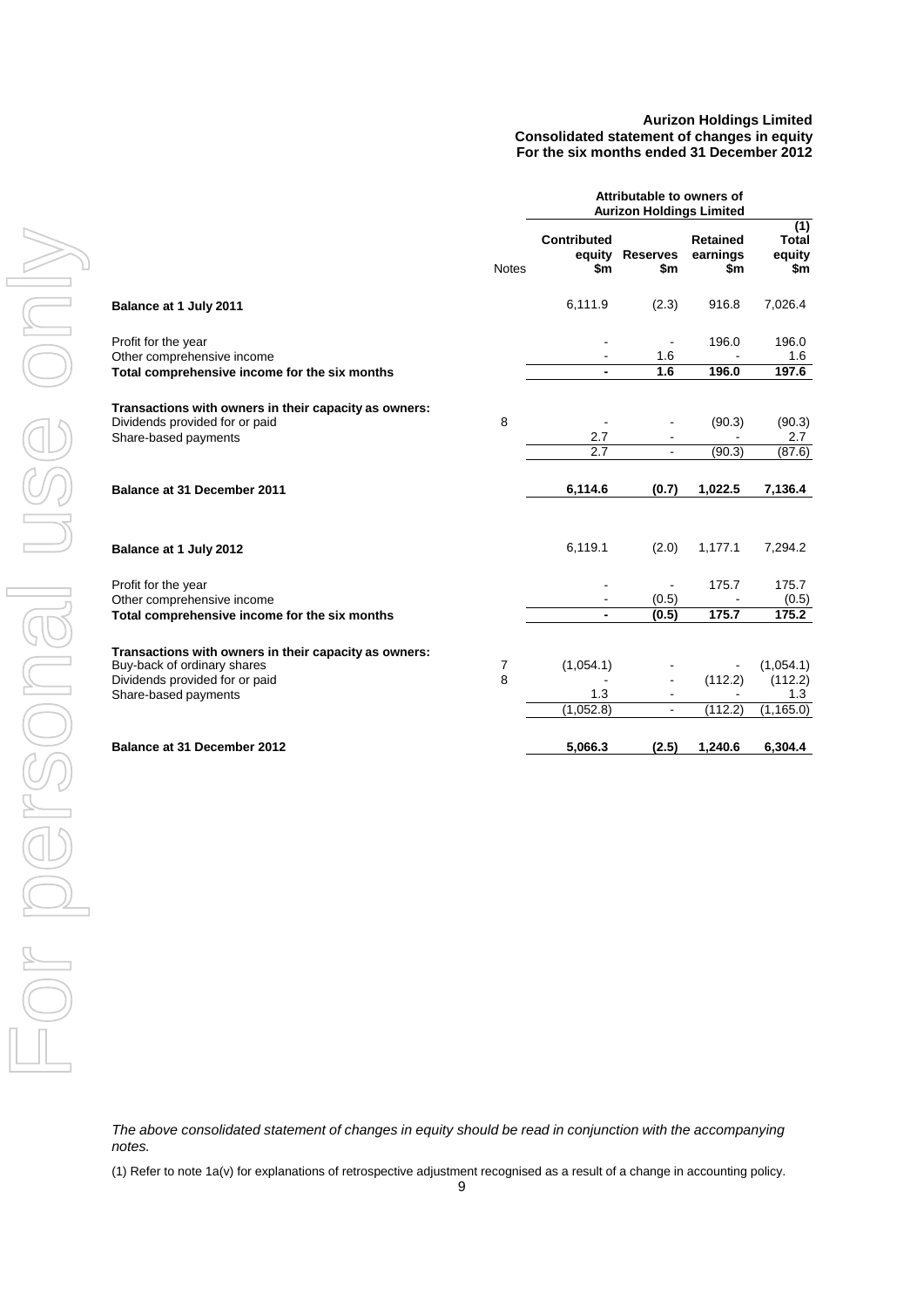**Aurizon Holdings Limited**
**Consolidated statement of changes in equity**
**For the six months ended 31 December 2012**

| | Notes | Contributed equity $m | Reserves $m | Retained earnings $m | Total equity (1) $m |
|---|---|---|---|---|---|
| | | Attributable to owners of Aurizon Holdings Limited | | | |
| **Balance at 1 July 2011** | | 6,111.9 | (2.3) | 916.8 | 7,026.4 |
| Profit for the year | | - | - | 196.0 | 196.0 |
| Other comprehensive income | | - | 1.6 | - | 1.6 |
| **Total comprehensive income for the six months** | | **-** | **1.6** | **196.0** | **197.6** |
| **Transactions with owners in their capacity as owners:** | | | | | |
| Dividends provided for or paid | 8 | - | - | (90.3) | (90.3) |
| Share-based payments | | 2.7 | - | - | 2.7 |
| | | 2.7 | - | (90.3) | (87.6) |
| **Balance at 31 December 2011** | | **6,114.6** | **(0.7)** | **1,022.5** | **7,136.4** |
| **Balance at 1 July 2012** | | 6,119.1 | (2.0) | 1,177.1 | 7,294.2 |
| Profit for the year | | - | - | 175.7 | 175.7 |
| Other comprehensive income | | - | (0.5) | - | (0.5) |
| **Total comprehensive income for the six months** | | **-** | **(0.5)** | **175.7** | **175.2** |
| **Transactions with owners in their capacity as owners:** | | | | | |
| Buy-back of ordinary shares | 7 | (1,054.1) | - | - | (1,054.1) |
| Dividends provided for or paid | 8 | - | - | (112.2) | (112.2) |
| Share-based payments | | 1.3 | - | - | 1.3 |
| | | (1,052.8) | - | (112.2) | (1,165.0) |
| **Balance at 31 December 2012** | | **5,066.3** | **(2.5)** | **1,240.6** | **6,304.4** |

*The above consolidated statement of changes in equity should be read in conjunction with the accompanying notes.*

(1) Refer to note 1a(v) for explanations of retrospective adjustment recognised as a result of a change in accounting policy.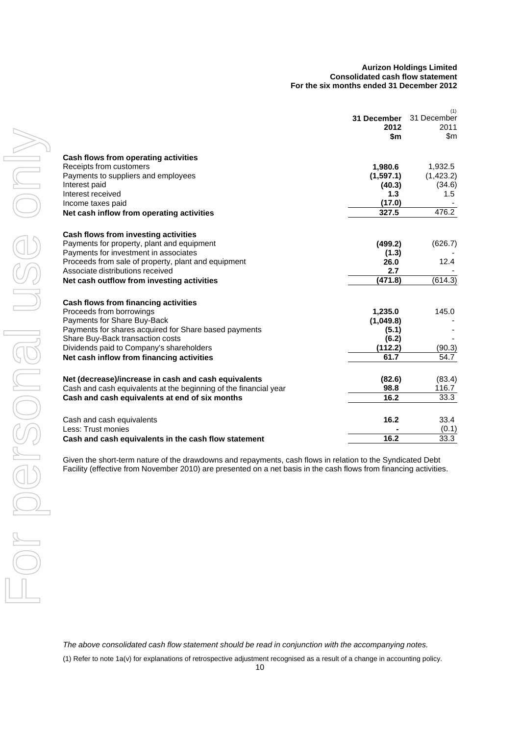**Aurizon Holdings Limited**
**Consolidated cash flow statement**
**For the six months ended 31 December 2012**

| | 31 December 2012 $m | 31 December 2011 [(1)] $m |
|---|---|---|
| **Cash flows from operating activities** | | |
| Receipts from customers | **1,980.6** | 1,932.5 |
| Payments to suppliers and employees | **(1,597.1)** | (1,423.2) |
| Interest paid | **(40.3)** | (34.6) |
| Interest received | **1.3** | 1.5 |
| Income taxes paid | **(17.0)** | - |
| **Net cash inflow from operating activities** | **327.5** | 476.2 |
| **Cash flows from investing activities** | | |
| Payments for property, plant and equipment | **(499.2)** | (626.7) |
| Payments for investment in associates | **(1.3)** | - |
| Proceeds from sale of property, plant and equipment | **26.0** | 12.4 |
| Associate distributions received | **2.7** | - |
| **Net cash outflow from investing activities** | **(471.8)** | (614.3) |
| **Cash flows from financing activities** | | |
| Proceeds from borrowings | **1,235.0** | 145.0 |
| Payments for Share Buy-Back | **(1,049.8)** | - |
| Payments for shares acquired for Share based payments | **(5.1)** | - |
| Share Buy-Back transaction costs | **(6.2)** | - |
| Dividends paid to Company's shareholders | **(112.2)** | (90.3) |
| **Net cash inflow from financing activities** | **61.7** | 54.7 |
| **Net (decrease)/increase in cash and cash equivalents** | **(82.6)** | (83.4) |
| Cash and cash equivalents at the beginning of the financial year | **98.8** | 116.7 |
| **Cash and cash equivalents at end of six months** | **16.2** | 33.3 |
| Cash and cash equivalents | **16.2** | 33.4 |
| Less: Trust monies | **-** | (0.1) |
| **Cash and cash equivalents in the cash flow statement** | **16.2** | 33.3 |

Given the short-term nature of the drawdowns and repayments, cash flows in relation to the Syndicated Debt Facility (effective from November 2010) are presented on a net basis in the cash flows from financing activities.

*The above consolidated cash flow statement should be read in conjunction with the accompanying notes.*

(1) Refer to note 1a(v) for explanations of retrospective adjustment recognised as a result of a change in accounting policy.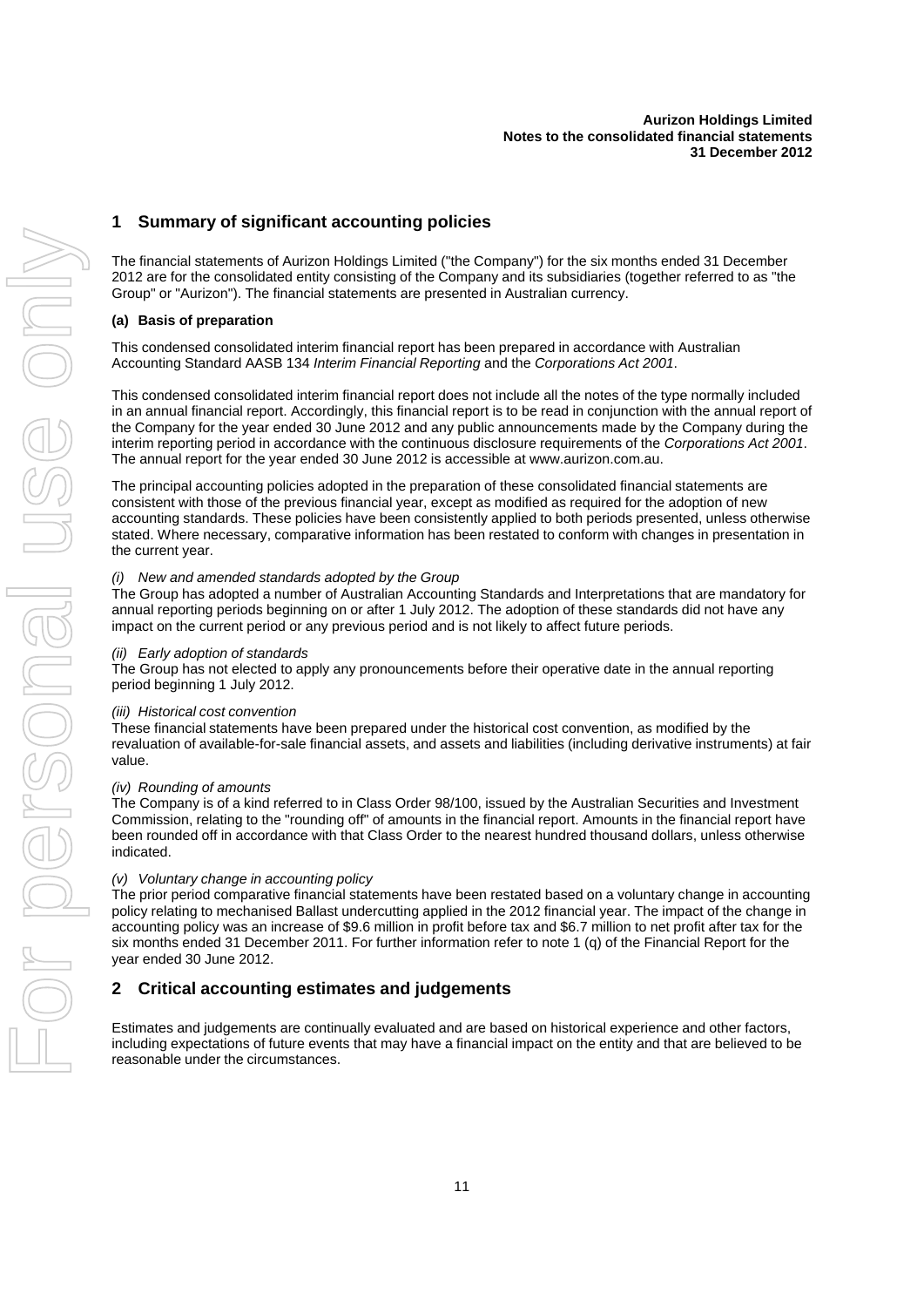## 1 Summary of significant accounting policies

The financial statements of Aurizon Holdings Limited ("the Company") for the six months ended 31 December 2012 are for the consolidated entity consisting of the Company and its subsidiaries (together referred to as "the Group" or "Aurizon"). The financial statements are presented in Australian currency.

**(a) Basis of preparation**

This condensed consolidated interim financial report has been prepared in accordance with Australian Accounting Standard AASB 134 *Interim Financial Reporting* and the *Corporations Act 2001*.

This condensed consolidated interim financial report does not include all the notes of the type normally included in an annual financial report. Accordingly, this financial report is to be read in conjunction with the annual report of the Company for the year ended 30 June 2012 and any public announcements made by the Company during the interim reporting period in accordance with the continuous disclosure requirements of the *Corporations Act 2001*. The annual report for the year ended 30 June 2012 is accessible at www.aurizon.com.au.

The principal accounting policies adopted in the preparation of these consolidated financial statements are consistent with those of the previous financial year, except as modified as required for the adoption of new accounting standards. These policies have been consistently applied to both periods presented, unless otherwise stated. Where necessary, comparative information has been restated to conform with changes in presentation in the current year.

*(i) New and amended standards adopted by the Group*

The Group has adopted a number of Australian Accounting Standards and Interpretations that are mandatory for annual reporting periods beginning on or after 1 July 2012. The adoption of these standards did not have any impact on the current period or any previous period and is not likely to affect future periods.

*(ii) Early adoption of standards*

The Group has not elected to apply any pronouncements before their operative date in the annual reporting period beginning 1 July 2012.

*(iii) Historical cost convention*

These financial statements have been prepared under the historical cost convention, as modified by the revaluation of available-for-sale financial assets, and assets and liabilities (including derivative instruments) at fair value.

*(iv) Rounding of amounts*

The Company is of a kind referred to in Class Order 98/100, issued by the Australian Securities and Investment Commission, relating to the "rounding off" of amounts in the financial report. Amounts in the financial report have been rounded off in accordance with that Class Order to the nearest hundred thousand dollars, unless otherwise indicated.

*(v) Voluntary change in accounting policy*

The prior period comparative financial statements have been restated based on a voluntary change in accounting policy relating to mechanised Ballast undercutting applied in the 2012 financial year. The impact of the change in accounting policy was an increase of $9.6 million in profit before tax and $6.7 million to net profit after tax for the six months ended 31 December 2011. For further information refer to note 1 (q) of the Financial Report for the year ended 30 June 2012.

## 2 Critical accounting estimates and judgements

Estimates and judgements are continually evaluated and are based on historical experience and other factors, including expectations of future events that may have a financial impact on the entity and that are believed to be reasonable under the circumstances.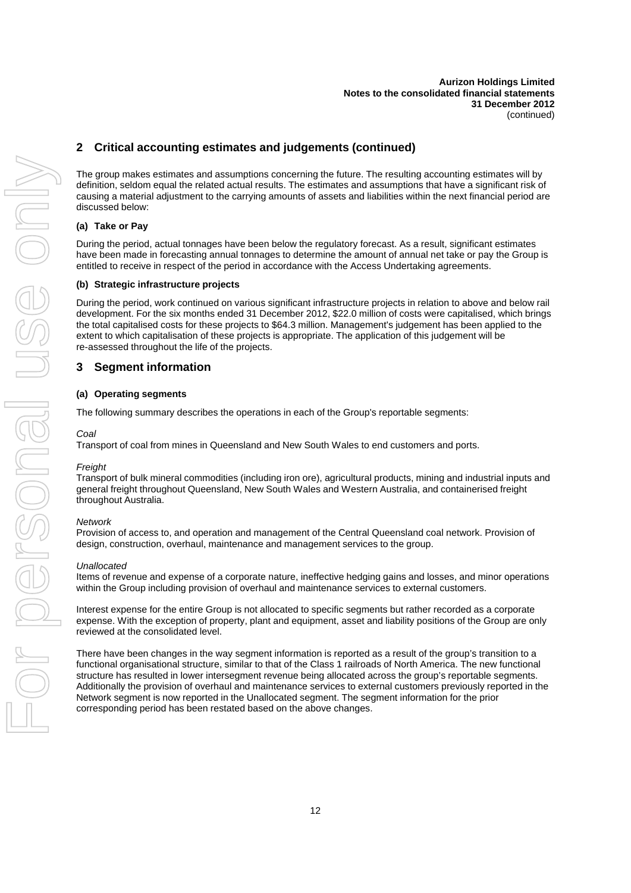## 2 Critical accounting estimates and judgements (continued)

The group makes estimates and assumptions concerning the future. The resulting accounting estimates will by definition, seldom equal the related actual results. The estimates and assumptions that have a significant risk of causing a material adjustment to the carrying amounts of assets and liabilities within the next financial period are discussed below:

### (a) Take or Pay

During the period, actual tonnages have been below the regulatory forecast. As a result, significant estimates have been made in forecasting annual tonnages to determine the amount of annual net take or pay the Group is entitled to receive in respect of the period in accordance with the Access Undertaking agreements.

### (b) Strategic infrastructure projects

During the period, work continued on various significant infrastructure projects in relation to above and below rail development. For the six months ended 31 December 2012, $22.0 million of costs were capitalised, which brings the total capitalised costs for these projects to $64.3 million. Management's judgement has been applied to the extent to which capitalisation of these projects is appropriate. The application of this judgement will be re-assessed throughout the life of the projects.

## 3 Segment information

### (a) Operating segments

The following summary describes the operations in each of the Group's reportable segments:

*Coal*
Transport of coal from mines in Queensland and New South Wales to end customers and ports.

*Freight*
Transport of bulk mineral commodities (including iron ore), agricultural products, mining and industrial inputs and general freight throughout Queensland, New South Wales and Western Australia, and containerised freight throughout Australia.

*Network*
Provision of access to, and operation and management of the Central Queensland coal network. Provision of design, construction, overhaul, maintenance and management services to the group.

*Unallocated*
Items of revenue and expense of a corporate nature, ineffective hedging gains and losses, and minor operations within the Group including provision of overhaul and maintenance services to external customers.

Interest expense for the entire Group is not allocated to specific segments but rather recorded as a corporate expense. With the exception of property, plant and equipment, asset and liability positions of the Group are only reviewed at the consolidated level.

There have been changes in the way segment information is reported as a result of the group's transition to a functional organisational structure, similar to that of the Class 1 railroads of North America. The new functional structure has resulted in lower intersegment revenue being allocated across the group's reportable segments. Additionally the provision of overhaul and maintenance services to external customers previously reported in the Network segment is now reported in the Unallocated segment. The segment information for the prior corresponding period has been restated based on the above changes.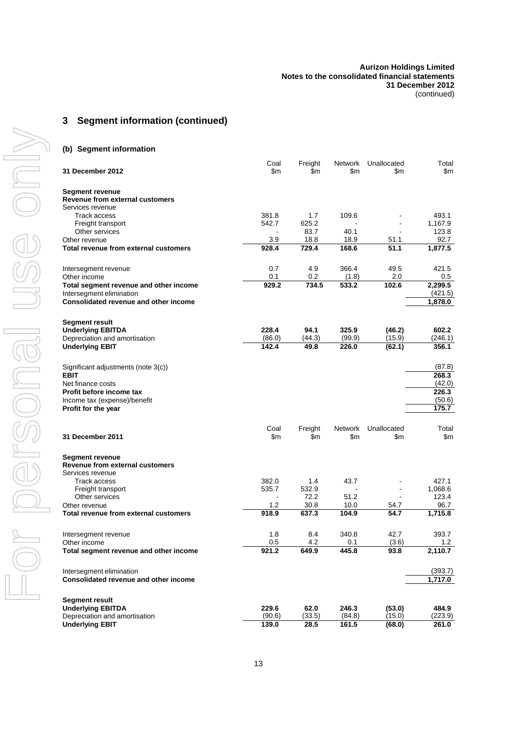## 3 Segment information (continued)

### (b) Segment information

| 31 December 2012 | Coal $m | Freight $m | Network $m | Unallocated $m | Total $m |
|---|---|---|---|---|---|
| **Segment revenue** | | | | | |
| **Revenue from external customers** | | | | | |
| Services revenue | | | | | |
| Track access | 381.8 | 1.7 | 109.6 | - | 493.1 |
| Freight transport | 542.7 | 625.2 | - | - | 1,167.9 |
| Other services | - | 83.7 | 40.1 | - | 123.8 |
| Other revenue | 3.9 | 18.8 | 18.9 | 51.1 | 92.7 |
| **Total revenue from external customers** | **928.4** | **729.4** | **168.6** | **51.1** | **1,877.5** |
| Intersegment revenue | 0.7 | 4.9 | 366.4 | 49.5 | 421.5 |
| Other income | 0.1 | 0.2 | (1.8) | 2.0 | 0.5 |
| **Total segment revenue and other income** | **929.2** | **734.5** | **533.2** | **102.6** | **2,299.5** |
| Intersegment elimination | | | | | (421.5) |
| **Consolidated revenue and other income** | | | | | **1,878.0** |
| **Segment result** | | | | | |
| **Underlying EBITDA** | **228.4** | **94.1** | **325.9** | **(46.2)** | **602.2** |
| Depreciation and amortisation | (86.0) | (44.3) | (99.9) | (15.9) | (246.1) |
| **Underlying EBIT** | **142.4** | **49.8** | **226.0** | **(62.1)** | **356.1** |
| Significant adjustments (note 3(c)) | | | | | (87.8) |
| **EBIT** | | | | | **268.3** |
| Net finance costs | | | | | (42.0) |
| **Profit before income tax** | | | | | **226.3** |
| Income tax (expense)/benefit | | | | | (50.6) |
| **Profit for the year** | | | | | **175.7** |

| 31 December 2011 | Coal $m | Freight $m | Network $m | Unallocated $m | Total $m |
|---|---|---|---|---|---|
| **Segment revenue** | | | | | |
| **Revenue from external customers** | | | | | |
| Services revenue | | | | | |
| Track access | 382.0 | 1.4 | 43.7 | - | 427.1 |
| Freight transport | 535.7 | 532.9 | - | - | 1,068.6 |
| Other services | - | 72.2 | 51.2 | - | 123.4 |
| Other revenue | 1.2 | 30.8 | 10.0 | 54.7 | 96.7 |
| **Total revenue from external customers** | **918.9** | **637.3** | **104.9** | **54.7** | **1,715.8** |
| Intersegment revenue | 1.8 | 8.4 | 340.8 | 42.7 | 393.7 |
| Other income | 0.5 | 4.2 | 0.1 | (3.6) | 1.2 |
| **Total segment revenue and other income** | **921.2** | **649.9** | **445.8** | **93.8** | **2,110.7** |
| Intersegment elimination | | | | | (393.7) |
| **Consolidated revenue and other income** | | | | | **1,717.0** |
| **Segment result** | | | | | |
| **Underlying EBITDA** | **229.6** | **62.0** | **246.3** | **(53.0)** | **484.9** |
| Depreciation and amortisation | (90.6) | (33.5) | (84.8) | (15.0) | (223.9) |
| **Underlying EBIT** | **139.0** | **28.5** | **161.5** | **(68.0)** | **261.0** |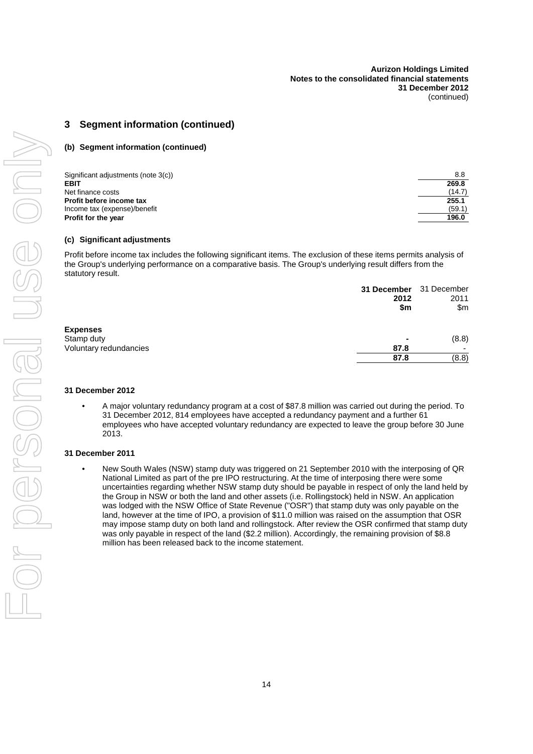## 3 Segment information (continued)

### (b) Segment information (continued)

| | |
|---|---|
| Significant adjustments (note 3(c)) | 8.8 |
| **EBIT** | **269.8** |
| Net finance costs | (14.7) |
| **Profit before income tax** | **255.1** |
| Income tax (expense)/benefit | (59.1) |
| **Profit for the year** | **196.0** |

### (c) Significant adjustments

Profit before income tax includes the following significant items. The exclusion of these items permits analysis of the Group's underlying performance on a comparative basis. The Group's underlying result differs from the statutory result.

| | **31 December 2012 $m** | 31 December 2011 $m |
|---|---|---|
| **Expenses** | | |
| Stamp duty | **-** | (8.8) |
| Voluntary redundancies | **87.8** | - |
| | **87.8** | (8.8) |

**31 December 2012**

- A major voluntary redundancy program at a cost of $87.8 million was carried out during the period. To 31 December 2012, 814 employees have accepted a redundancy payment and a further 61 employees who have accepted voluntary redundancy are expected to leave the group before 30 June 2013.

**31 December 2011**

- New South Wales (NSW) stamp duty was triggered on 21 September 2010 with the interposing of QR National Limited as part of the pre IPO restructuring. At the time of interposing there were some uncertainties regarding whether NSW stamp duty should be payable in respect of only the land held by the Group in NSW or both the land and other assets (i.e. Rollingstock) held in NSW. An application was lodged with the NSW Office of State Revenue ("OSR") that stamp duty was only payable on the land, however at the time of IPO, a provision of $11.0 million was raised on the assumption that OSR may impose stamp duty on both land and rollingstock. After review the OSR confirmed that stamp duty was only payable in respect of the land ($2.2 million). Accordingly, the remaining provision of $8.8 million has been released back to the income statement.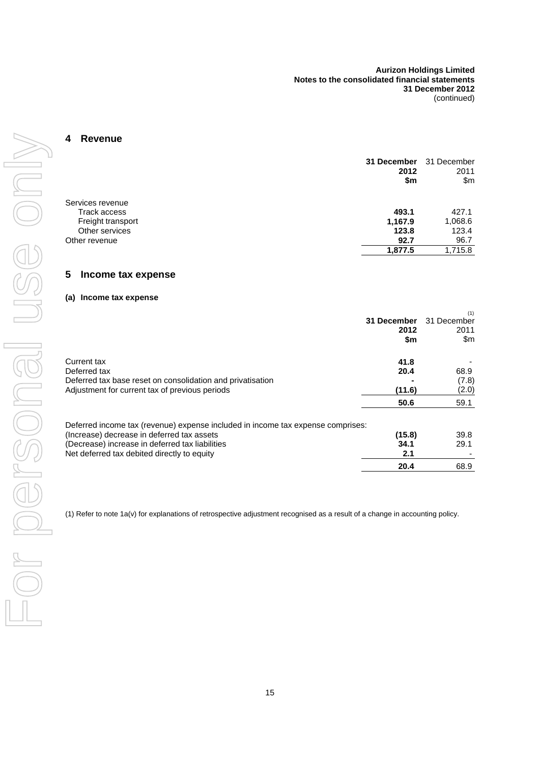## 4 Revenue

| | 31 December 2012 $m | 31 December 2011 $m |
|---|---|---|
| Services revenue | | |
| Track access | **493.1** | 427.1 |
| Freight transport | **1,167.9** | 1,068.6 |
| Other services | **123.8** | 123.4 |
| Other revenue | **92.7** | 96.7 |
| | **1,877.5** | 1,715.8 |

## 5 Income tax expense

### (a) Income tax expense

| | 31 December 2012 $m | (1) 31 December 2011 $m |
|---|---|---|
| Current tax | **41.8** | - |
| Deferred tax | **20.4** | 68.9 |
| Deferred tax base reset on consolidation and privatisation | **-** | (7.8) |
| Adjustment for current tax of previous periods | **(11.6)** | (2.0) |
| | **50.6** | 59.1 |
| Deferred income tax (revenue) expense included in income tax expense comprises: | | |
| (Increase) decrease in deferred tax assets | **(15.8)** | 39.8 |
| (Decrease) increase in deferred tax liabilities | **34.1** | 29.1 |
| Net deferred tax debited directly to equity | **2.1** | - |
| | **20.4** | 68.9 |

(1) Refer to note 1a(v) for explanations of retrospective adjustment recognised as a result of a change in accounting policy.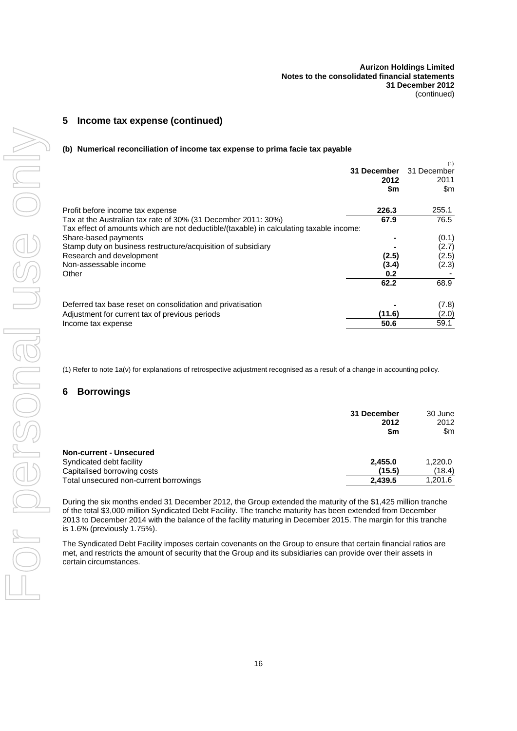## 5 Income tax expense (continued)

### (b) Numerical reconciliation of income tax expense to prima facie tax payable

| | 31 December 2012 $m | 31 December 2011 [(1)] $m |
|---|---|---|
| Profit before income tax expense | **226.3** | 255.1 |
| Tax at the Australian tax rate of 30% (31 December 2011: 30%) | **67.9** | 76.5 |
| Tax effect of amounts which are not deductible/(taxable) in calculating taxable income: | | |
| Share-based payments | **-** | (0.1) |
| Stamp duty on business restructure/acquisition of subsidiary | **-** | (2.7) |
| Research and development | **(2.5)** | (2.5) |
| Non-assessable income | **(3.4)** | (2.3) |
| Other | **0.2** | - |
| | **62.2** | 68.9 |
| | | |
| Deferred tax base reset on consolidation and privatisation | **-** | (7.8) |
| Adjustment for current tax of previous periods | **(11.6)** | (2.0) |
| Income tax expense | **50.6** | 59.1 |

(1) Refer to note 1a(v) for explanations of retrospective adjustment recognised as a result of a change in accounting policy.

## 6 Borrowings

| | 31 December 2012 $m | 30 June 2012 $m |
|---|---|---|
| **Non-current - Unsecured** | | |
| Syndicated debt facility | **2,455.0** | 1,220.0 |
| Capitalised borrowing costs | **(15.5)** | (18.4) |
| Total unsecured non-current borrowings | **2,439.5** | 1,201.6 |

During the six months ended 31 December 2012, the Group extended the maturity of the $1,425 million tranche of the total $3,000 million Syndicated Debt Facility. The tranche maturity has been extended from December 2013 to December 2014 with the balance of the facility maturing in December 2015. The margin for this tranche is 1.6% (previously 1.75%).

The Syndicated Debt Facility imposes certain covenants on the Group to ensure that certain financial ratios are met, and restricts the amount of security that the Group and its subsidiaries can provide over their assets in certain circumstances.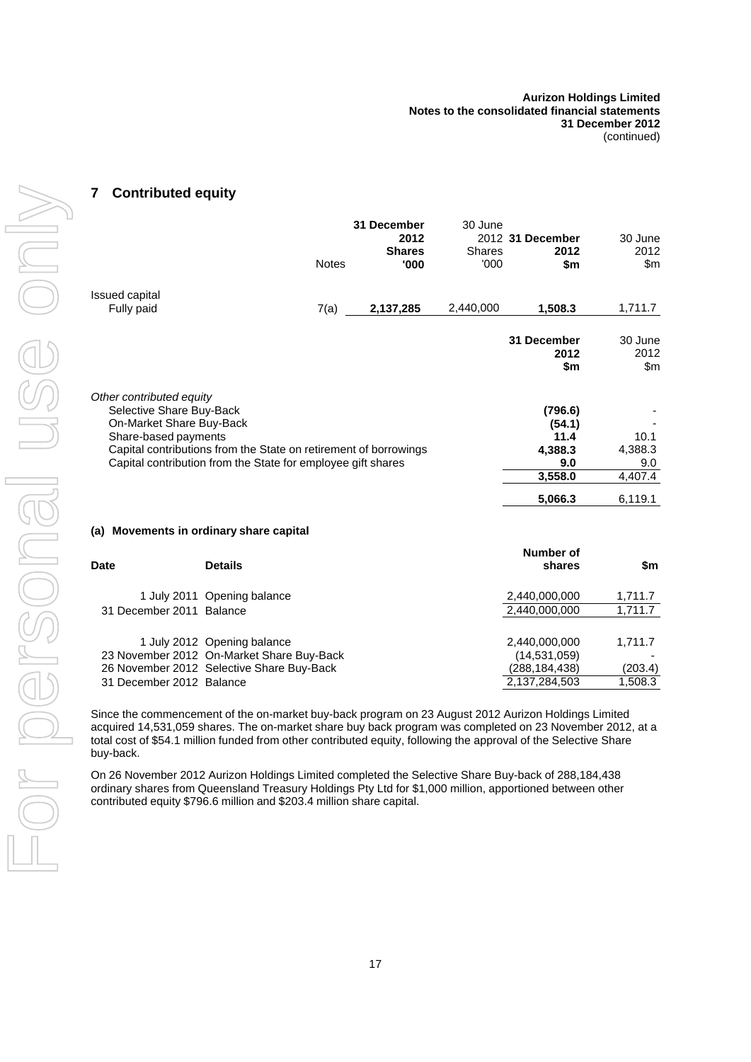## 7 Contributed equity

| | Notes | 31 December 2012 Shares '000 | 30 June 2012 Shares '000 | 31 December 2012 $m | 30 June 2012 $m |
|---|---|---|---|---|---|
| Issued capital | | | | | |
| Fully paid | 7(a) | **2,137,285** | 2,440,000 | **1,508.3** | 1,711.7 |

| | 31 December 2012 $m | 30 June 2012 $m |
|---|---|---|
| *Other contributed equity* | | |
| Selective Share Buy-Back | **(796.6)** | - |
| On-Market Share Buy-Back | **(54.1)** | - |
| Share-based payments | **11.4** | 10.1 |
| Capital contributions from the State on retirement of borrowings | **4,388.3** | 4,388.3 |
| Capital contribution from the State for employee gift shares | **9.0** | 9.0 |
| | **3,558.0** | 4,407.4 |
| | **5,066.3** | 6,119.1 |

### (a) Movements in ordinary share capital

| Date | Details | Number of shares | $m |
|---|---|---|---|
| 1 July 2011 | Opening balance | 2,440,000,000 | 1,711.7 |
| 31 December 2011 | Balance | 2,440,000,000 | 1,711.7 |
| | | | |
| 1 July 2012 | Opening balance | 2,440,000,000 | 1,711.7 |
| 23 November 2012 | On-Market Share Buy-Back | (14,531,059) | - |
| 26 November 2012 | Selective Share Buy-Back | (288,184,438) | (203.4) |
| 31 December 2012 | Balance | 2,137,284,503 | 1,508.3 |

Since the commencement of the on-market buy-back program on 23 August 2012 Aurizon Holdings Limited acquired 14,531,059 shares. The on-market share buy back program was completed on 23 November 2012, at a total cost of $54.1 million funded from other contributed equity, following the approval of the Selective Share buy-back.

On 26 November 2012 Aurizon Holdings Limited completed the Selective Share Buy-back of 288,184,438 ordinary shares from Queensland Treasury Holdings Pty Ltd for $1,000 million, apportioned between other contributed equity $796.6 million and $203.4 million share capital.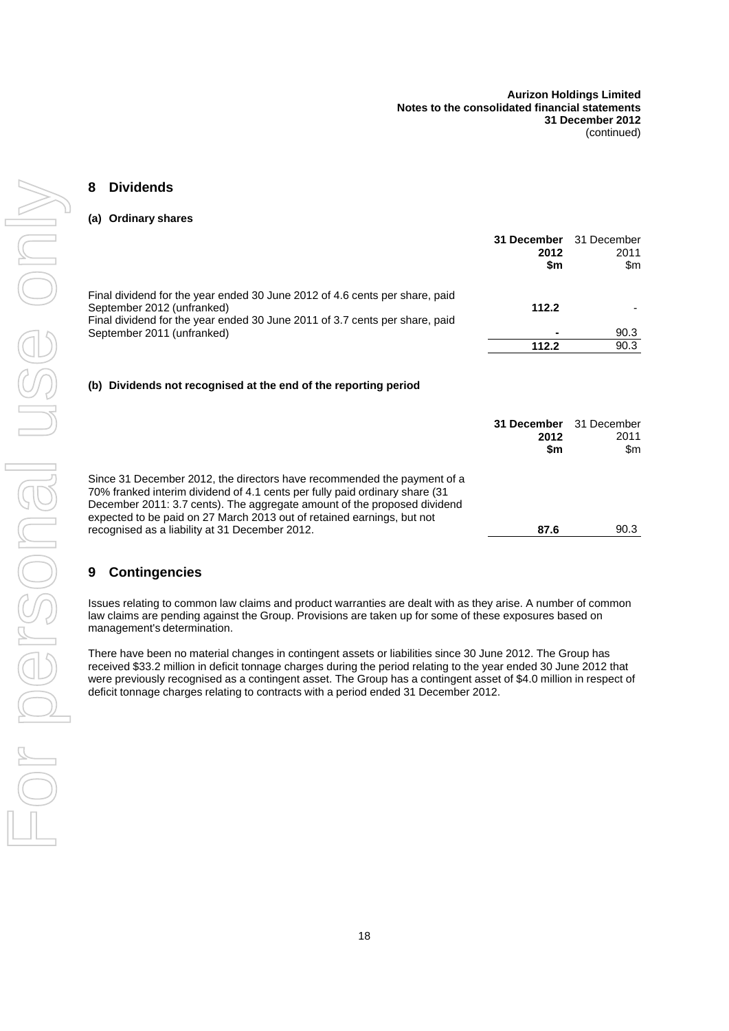## 8 Dividends

### (a) Ordinary shares

| | **31 December 2012 $m** | 31 December 2011 $m |
|---|---|---|
| Final dividend for the year ended 30 June 2012 of 4.6 cents per share, paid September 2012 (unfranked) | **112.2** | - |
| Final dividend for the year ended 30 June 2011 of 3.7 cents per share, paid September 2011 (unfranked) | **-** | 90.3 |
| | **112.2** | 90.3 |

### (b) Dividends not recognised at the end of the reporting period

| | **31 December 2012 $m** | 31 December 2011 $m |
|---|---|---|
| Since 31 December 2012, the directors have recommended the payment of a 70% franked interim dividend of 4.1 cents per fully paid ordinary share (31 December 2011: 3.7 cents). The aggregate amount of the proposed dividend expected to be paid on 27 March 2013 out of retained earnings, but not recognised as a liability at 31 December 2012. | **87.6** | 90.3 |

## 9 Contingencies

Issues relating to common law claims and product warranties are dealt with as they arise. A number of common law claims are pending against the Group. Provisions are taken up for some of these exposures based on management's determination.

There have been no material changes in contingent assets or liabilities since 30 June 2012. The Group has received $33.2 million in deficit tonnage charges during the period relating to the year ended 30 June 2012 that were previously recognised as a contingent asset. The Group has a contingent asset of $4.0 million in respect of deficit tonnage charges relating to contracts with a period ended 31 December 2012.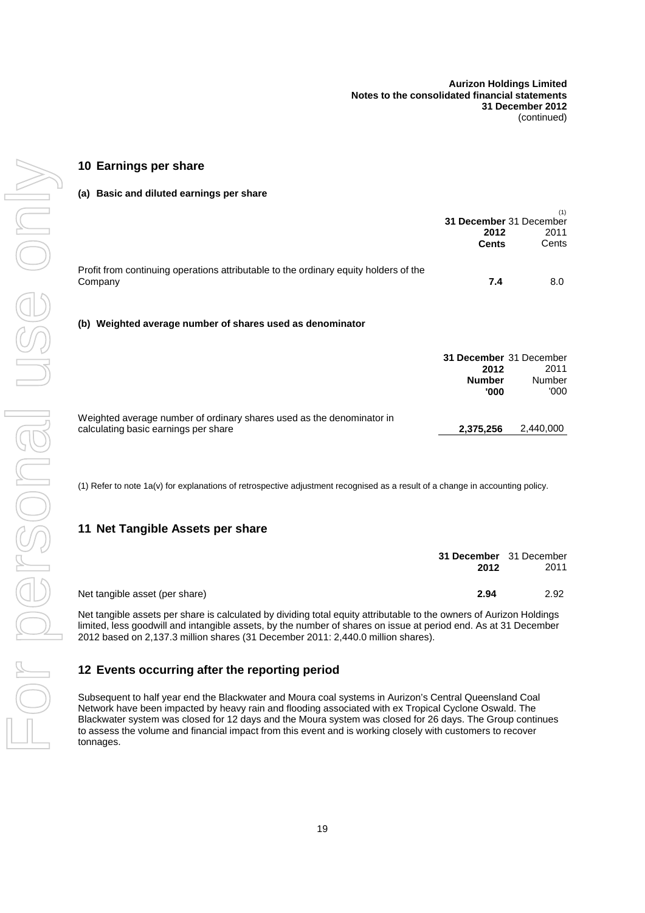## 10 Earnings per share

### (a) Basic and diluted earnings per share

| | 31 December 2012 Cents | 31 December 2011[(1)] Cents |
|---|---|---|
| Profit from continuing operations attributable to the ordinary equity holders of the Company | **7.4** | 8.0 |

### (b) Weighted average number of shares used as denominator

| | 31 December 2012 Number '000 | 31 December 2011 Number '000 |
|---|---|---|
| Weighted average number of ordinary shares used as the denominator in calculating basic earnings per share | **2,375,256** | 2,440,000 |

(1) Refer to note 1a(v) for explanations of retrospective adjustment recognised as a result of a change in accounting policy.

## 11 Net Tangible Assets per share

| | 31 December 2012 | 31 December 2011 |
|---|---|---|
| Net tangible asset (per share) | **2.94** | 2.92 |

Net tangible assets per share is calculated by dividing total equity attributable to the owners of Aurizon Holdings limited, less goodwill and intangible assets, by the number of shares on issue at period end. As at 31 December 2012 based on 2,137.3 million shares (31 December 2011: 2,440.0 million shares).

## 12 Events occurring after the reporting period

Subsequent to half year end the Blackwater and Moura coal systems in Aurizon's Central Queensland Coal Network have been impacted by heavy rain and flooding associated with ex Tropical Cyclone Oswald. The Blackwater system was closed for 12 days and the Moura system was closed for 26 days. The Group continues to assess the volume and financial impact from this event and is working closely with customers to recover tonnages.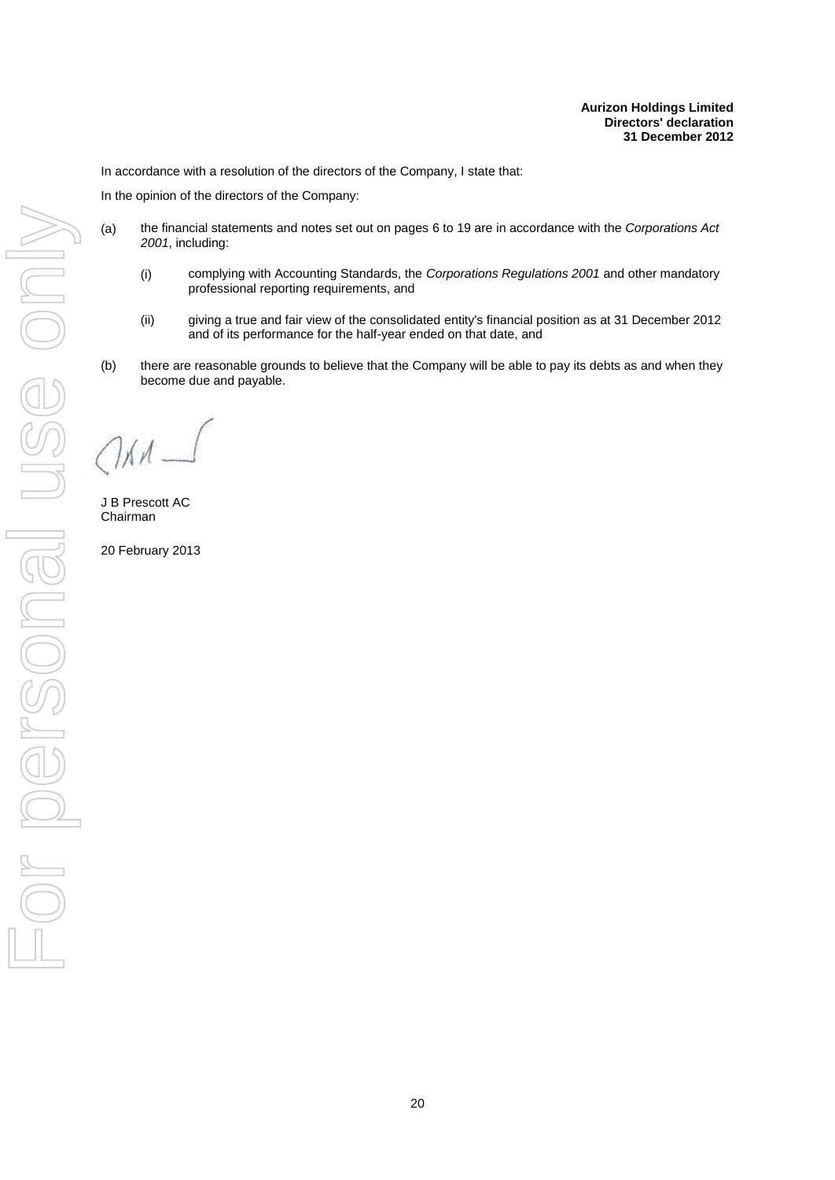**Aurizon Holdings Limited**
**Directors' declaration**
**31 December 2012**

In accordance with a resolution of the directors of the Company, I state that:

In the opinion of the directors of the Company:

(a) the financial statements and notes set out on pages 6 to 19 are in accordance with the *Corporations Act 2001*, including:

   (i) complying with Accounting Standards, the *Corporations Regulations 2001* and other mandatory professional reporting requirements, and

   (ii) giving a true and fair view of the consolidated entity's financial position as at 31 December 2012 and of its performance for the half-year ended on that date, and

(b) there are reasonable grounds to believe that the Company will be able to pay its debts as and when they become due and payable.

J B Prescott AC
Chairman

20 February 2013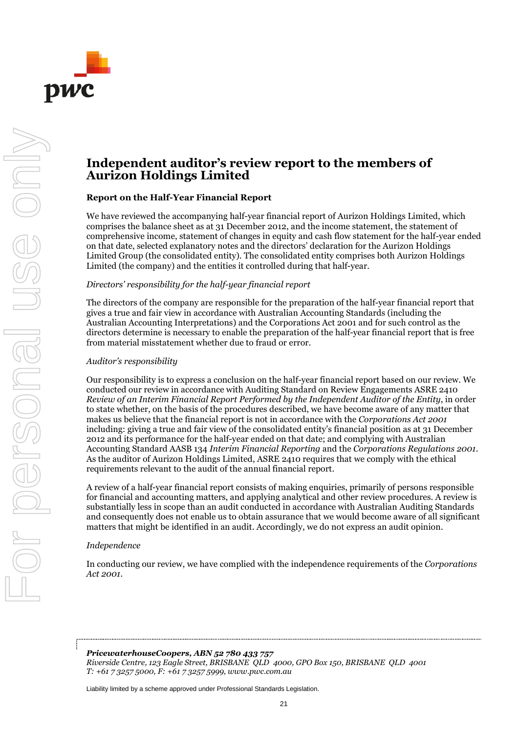# Independent auditor's review report to the members of Aurizon Holdings Limited

## Report on the Half-Year Financial Report

We have reviewed the accompanying half-year financial report of Aurizon Holdings Limited, which comprises the balance sheet as at 31 December 2012, and the income statement, the statement of comprehensive income, statement of changes in equity and cash flow statement for the half-year ended on that date, selected explanatory notes and the directors' declaration for the Aurizon Holdings Limited Group (the consolidated entity). The consolidated entity comprises both Aurizon Holdings Limited (the company) and the entities it controlled during that half-year.

*Directors' responsibility for the half-year financial report*

The directors of the company are responsible for the preparation of the half-year financial report that gives a true and fair view in accordance with Australian Accounting Standards (including the Australian Accounting Interpretations) and the Corporations Act 2001 and for such control as the directors determine is necessary to enable the preparation of the half-year financial report that is free from material misstatement whether due to fraud or error.

*Auditor's responsibility*

Our responsibility is to express a conclusion on the half-year financial report based on our review. We conducted our review in accordance with Auditing Standard on Review Engagements ASRE 2410 *Review of an Interim Financial Report Performed by the Independent Auditor of the Entity*, in order to state whether, on the basis of the procedures described, we have become aware of any matter that makes us believe that the financial report is not in accordance with the *Corporations Act 2001* including: giving a true and fair view of the consolidated entity's financial position as at 31 December 2012 and its performance for the half-year ended on that date; and complying with Australian Accounting Standard AASB 134 *Interim Financial Reporting* and the *Corporations Regulations 2001*. As the auditor of Aurizon Holdings Limited, ASRE 2410 requires that we comply with the ethical requirements relevant to the audit of the annual financial report.

A review of a half-year financial report consists of making enquiries, primarily of persons responsible for financial and accounting matters, and applying analytical and other review procedures. A review is substantially less in scope than an audit conducted in accordance with Australian Auditing Standards and consequently does not enable us to obtain assurance that we would become aware of all significant matters that might be identified in an audit. Accordingly, we do not express an audit opinion.

*Independence*

In conducting our review, we have complied with the independence requirements of the *Corporations Act 2001*.

***PricewaterhouseCoopers, ABN 52 780 433 757***
*Riverside Centre, 123 Eagle Street, BRISBANE QLD 4000, GPO Box 150, BRISBANE QLD 4001*
*T: +61 7 3257 5000, F: +61 7 3257 5999, www.pwc.com.au*

Liability limited by a scheme approved under Professional Standards Legislation.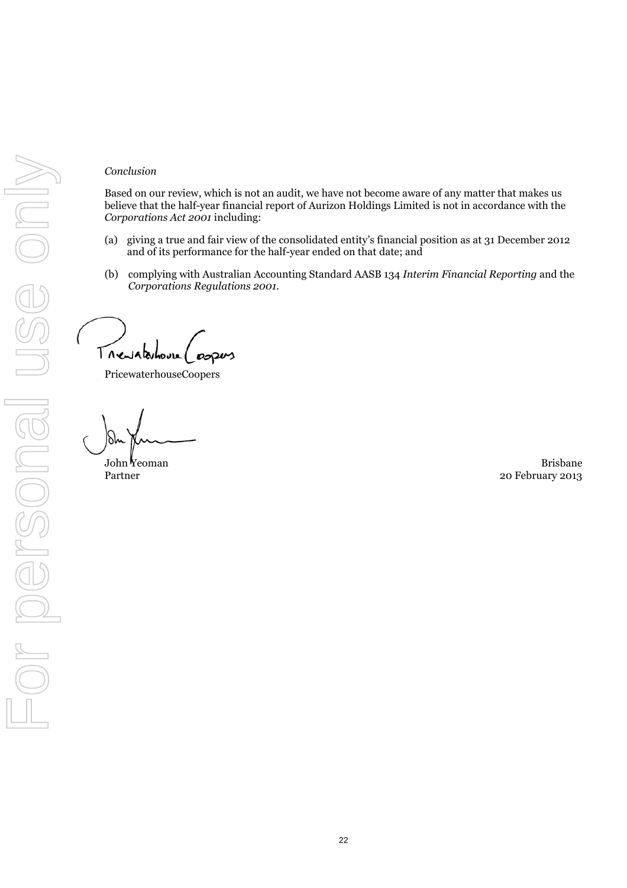*Conclusion*

Based on our review, which is not an audit, we have not become aware of any matter that makes us believe that the half-year financial report of Aurizon Holdings Limited is not in accordance with the *Corporations Act 2001* including:

(a) giving a true and fair view of the consolidated entity's financial position as at 31 December 2012 and of its performance for the half-year ended on that date; and

(b) complying with Australian Accounting Standard AASB 134 *Interim Financial Reporting* and the *Corporations Regulations 2001*.

PricewaterhouseCoopers

John Yeoman
Partner

Brisbane
20 February 2013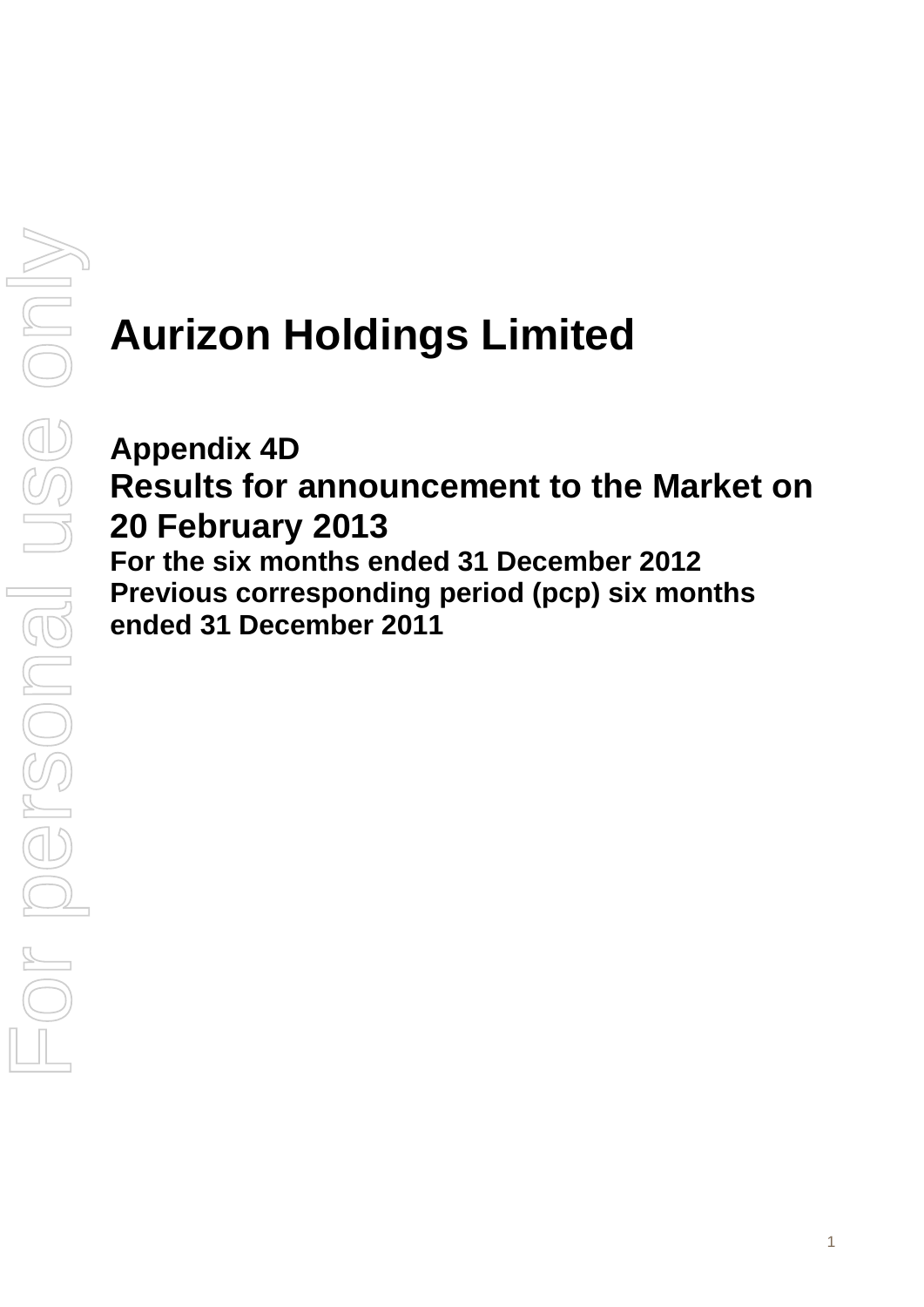# Aurizon Holdings Limited

## Appendix 4D

## Results for announcement to the Market on 20 February 2013

**For the six months ended 31 December 2012**

**Previous corresponding period (pcp) six months ended 31 December 2011**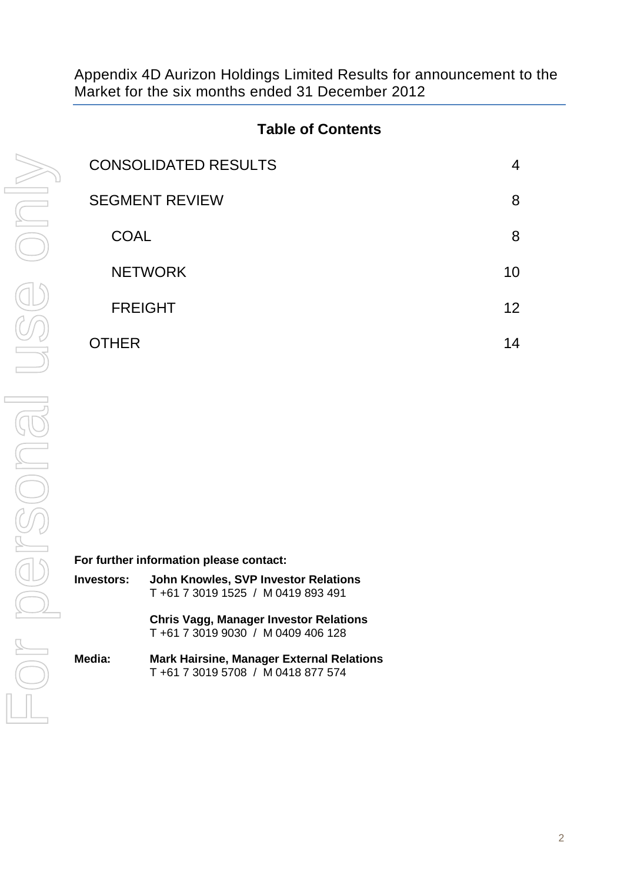Appendix 4D Aurizon Holdings Limited Results for announcement to the Market for the six months ended 31 December 2012

## Table of Contents

| | |
|---|---|
| CONSOLIDATED RESULTS | 4 |
| SEGMENT REVIEW | 8 |
| COAL | 8 |
| NETWORK | 10 |
| FREIGHT | 12 |
| OTHER | 14 |

**For further information please contact:**

**Investors:** **John Knowles, SVP Investor Relations**
T +61 7 3019 1525 / M 0419 893 491

**Chris Vagg, Manager Investor Relations**
T +61 7 3019 9030 / M 0409 406 128

**Media:** **Mark Hairsine, Manager External Relations**
T +61 7 3019 5708 / M 0418 877 574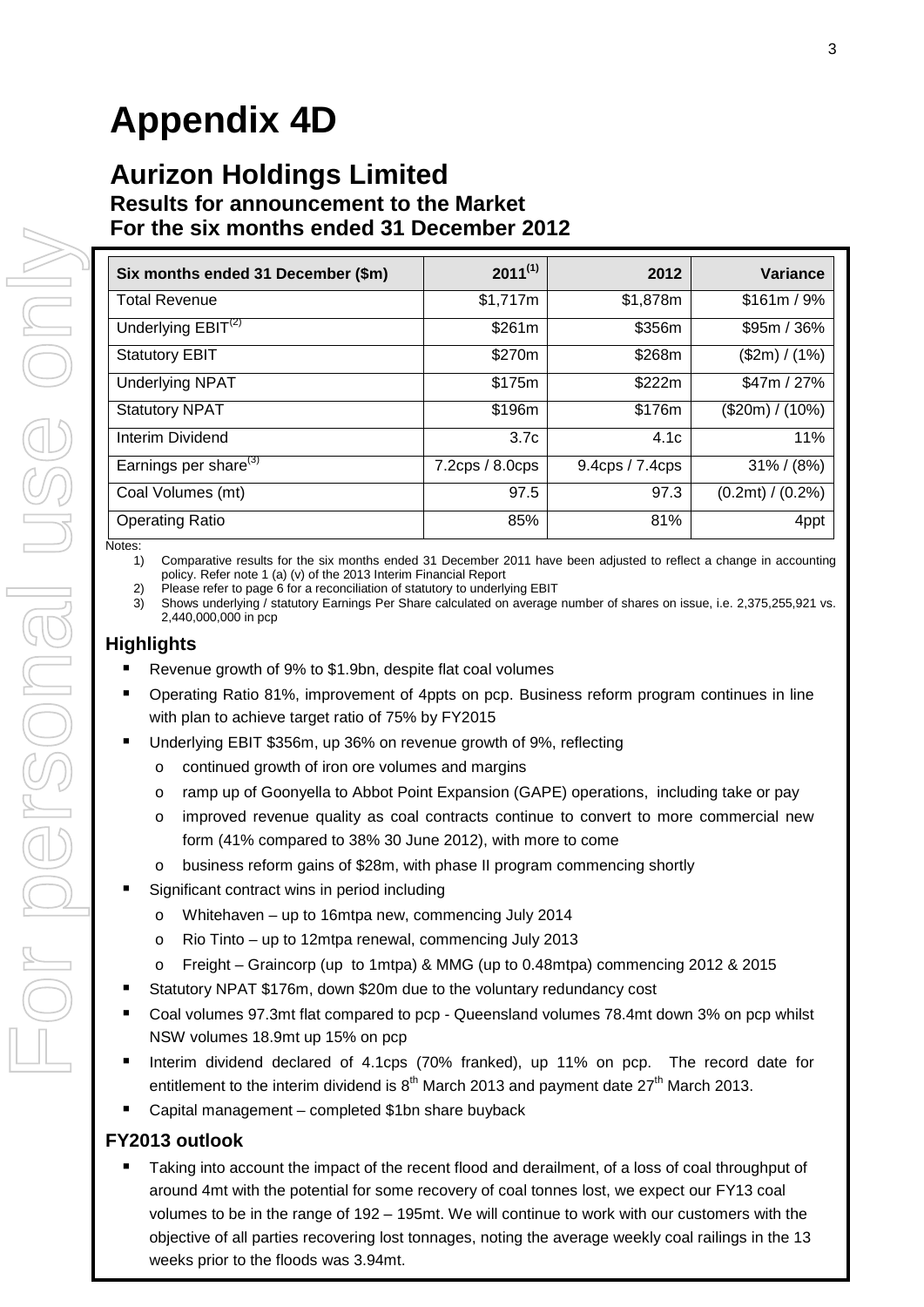# Appendix 4D

## Aurizon Holdings Limited

### Results for announcement to the Market
### For the six months ended 31 December 2012

| Six months ended 31 December ($m) | 2011[1] | 2012 | Variance |
|---|---|---|---|
| Total Revenue | $1,717m | $1,878m | $161m / 9% |
| Underlying EBIT[2] | $261m | $356m | $95m / 36% |
| Statutory EBIT | $270m | $268m | ($2m) / (1%) |
| Underlying NPAT | $175m | $222m | $47m / 27% |
| Statutory NPAT | $196m | $176m | ($20m) / (10%) |
| Interim Dividend | 3.7c | 4.1c | 11% |
| Earnings per share[3] | 7.2cps / 8.0cps | 9.4cps / 7.4cps | 31% / (8%) |
| Coal Volumes (mt) | 97.5 | 97.3 | (0.2mt) / (0.2%) |
| Operating Ratio | 85% | 81% | 4ppt |

Notes:

1) Comparative results for the six months ended 31 December 2011 have been adjusted to reflect a change in accounting policy. Refer note 1 (a) (v) of the 2013 Interim Financial Report
2) Please refer to page 6 for a reconciliation of statutory to underlying EBIT
3) Shows underlying / statutory Earnings Per Share calculated on average number of shares on issue, i.e. 2,375,255,921 vs. 2,440,000,000 in pcp

### Highlights

- Revenue growth of 9% to $1.9bn, despite flat coal volumes
- Operating Ratio 81%, improvement of 4ppts on pcp. Business reform program continues in line with plan to achieve target ratio of 75% by FY2015
- Underlying EBIT $356m, up 36% on revenue growth of 9%, reflecting
  - continued growth of iron ore volumes and margins
  - ramp up of Goonyella to Abbot Point Expansion (GAPE) operations, including take or pay
  - improved revenue quality as coal contracts continue to convert to more commercial new form (41% compared to 38% 30 June 2012), with more to come
  - business reform gains of $28m, with phase II program commencing shortly
- Significant contract wins in period including
  - Whitehaven – up to 16mtpa new, commencing July 2014
  - Rio Tinto – up to 12mtpa renewal, commencing July 2013
  - Freight – Graincorp (up to 1mtpa) & MMG (up to 0.48mtpa) commencing 2012 & 2015
- Statutory NPAT $176m, down $20m due to the voluntary redundancy cost
- Coal volumes 97.3mt flat compared to pcp - Queensland volumes 78.4mt down 3% on pcp whilst NSW volumes 18.9mt up 15% on pcp
- Interim dividend declared of 4.1cps (70% franked), up 11% on pcp. The record date for entitlement to the interim dividend is 8th March 2013 and payment date 27th March 2013.
- Capital management – completed $1bn share buyback

### FY2013 outlook

- Taking into account the impact of the recent flood and derailment, of a loss of coal throughput of around 4mt with the potential for some recovery of coal tonnes lost, we expect our FY13 coal volumes to be in the range of 192 – 195mt. We will continue to work with our customers with the objective of all parties recovering lost tonnages, noting the average weekly coal railings in the 13 weeks prior to the floods was 3.94mt.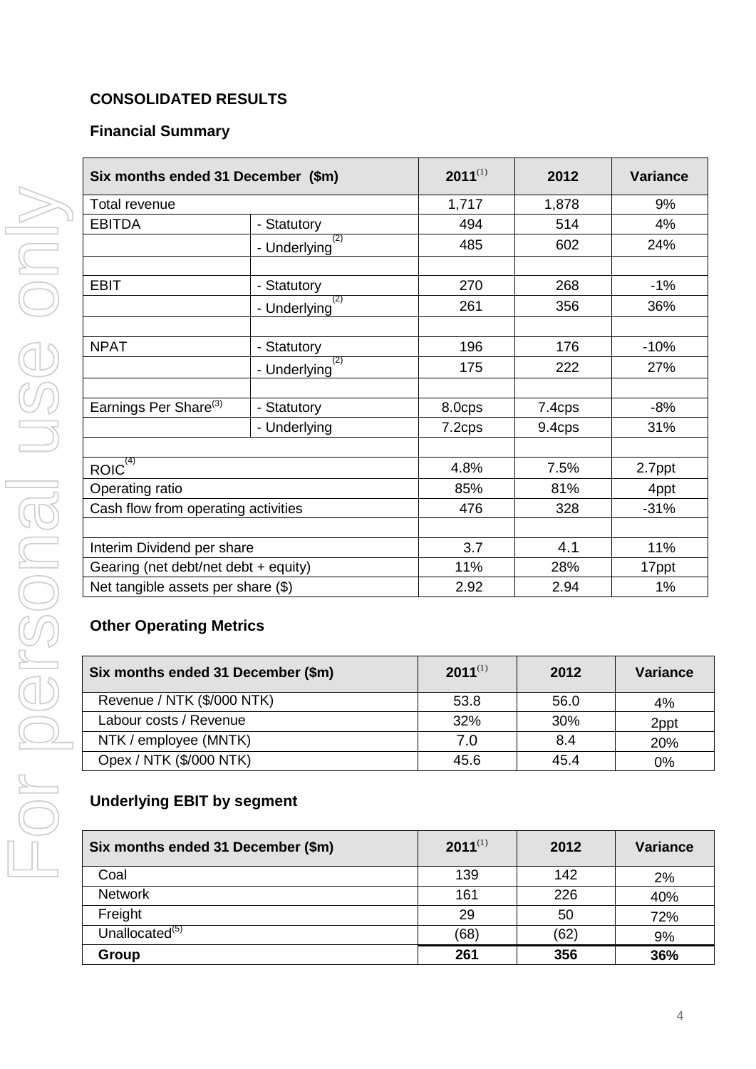## CONSOLIDATED RESULTS

### Financial Summary

| Six months ended 31 December ($m) | | 2011[1] | 2012 | Variance |
|---|---|---|---|---|
| Total revenue | | 1,717 | 1,878 | 9% |
| EBITDA | - Statutory | 494 | 514 | 4% |
| | - Underlying[2] | 485 | 602 | 24% |
| | | | | |
| EBIT | - Statutory | 270 | 268 | -1% |
| | - Underlying[2] | 261 | 356 | 36% |
| | | | | |
| NPAT | - Statutory | 196 | 176 | -10% |
| | - Underlying[2] | 175 | 222 | 27% |
| | | | | |
| Earnings Per Share[3] | - Statutory | 8.0cps | 7.4cps | -8% |
| | - Underlying | 7.2cps | 9.4cps | 31% |
| | | | | |
| ROIC[4] | | 4.8% | 7.5% | 2.7ppt |
| Operating ratio | | 85% | 81% | 4ppt |
| Cash flow from operating activities | | 476 | 328 | -31% |
| | | | | |
| Interim Dividend per share | | 3.7 | 4.1 | 11% |
| Gearing (net debt/net debt + equity) | | 11% | 28% | 17ppt |
| Net tangible assets per share ($) | | 2.92 | 2.94 | 1% |

### Other Operating Metrics

| Six months ended 31 December ($m) | 2011[1] | 2012 | Variance |
|---|---|---|---|
| Revenue / NTK ($/000 NTK) | 53.8 | 56.0 | 4% |
| Labour costs / Revenue | 32% | 30% | 2ppt |
| NTK / employee (MNTK) | 7.0 | 8.4 | 20% |
| Opex / NTK ($/000 NTK) | 45.6 | 45.4 | 0% |

### Underlying EBIT by segment

| Six months ended 31 December ($m) | 2011[1] | 2012 | Variance |
|---|---|---|---|
| Coal | 139 | 142 | 2% |
| Network | 161 | 226 | 40% |
| Freight | 29 | 50 | 72% |
| Unallocated[5] | (68) | (62) | 9% |
| **Group** | **261** | **356** | **36%** |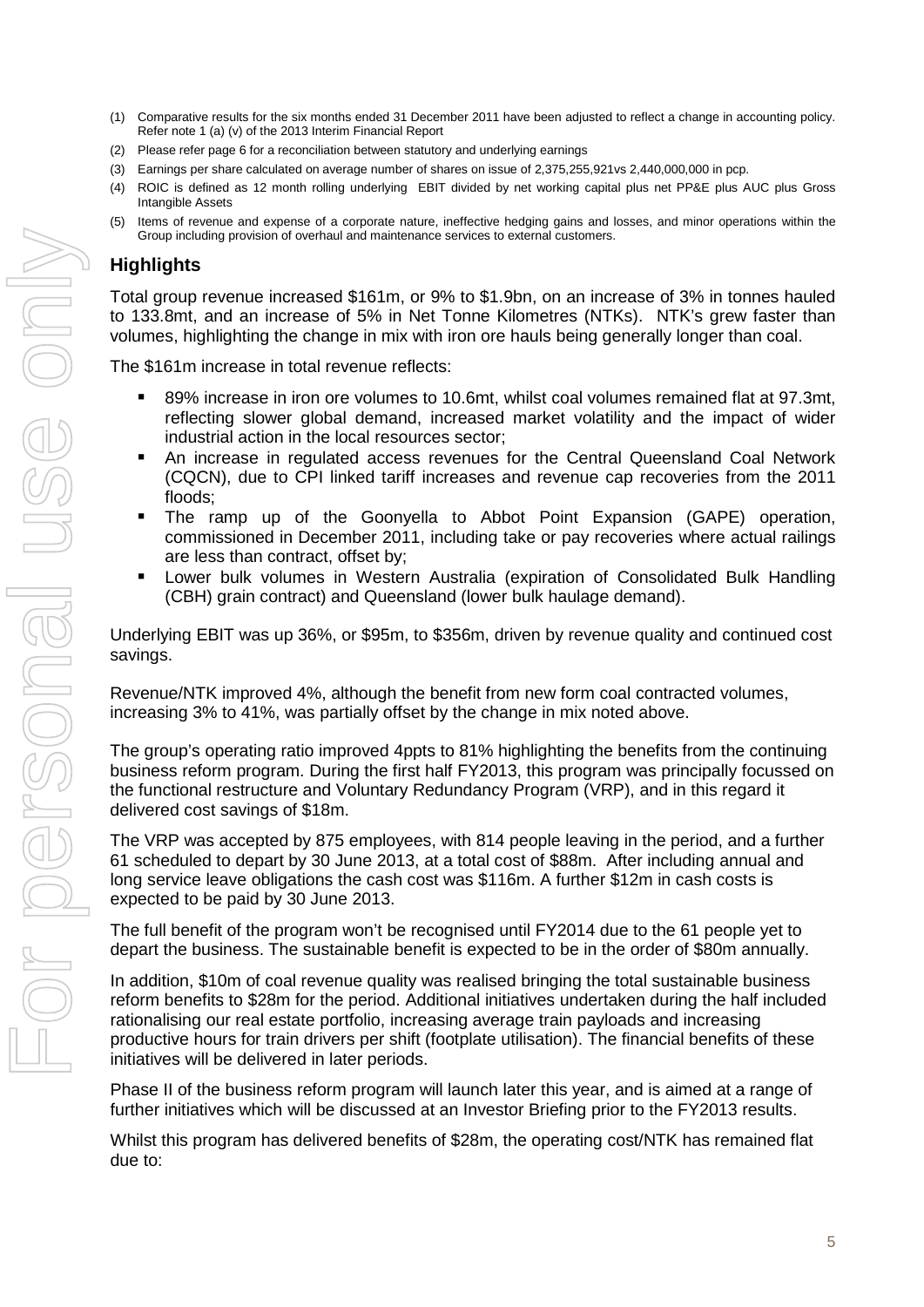(1) Comparative results for the six months ended 31 December 2011 have been adjusted to reflect a change in accounting policy. Refer note 1 (a) (v) of the 2013 Interim Financial Report

(2) Please refer page 6 for a reconciliation between statutory and underlying earnings

(3) Earnings per share calculated on average number of shares on issue of 2,375,255,921vs 2,440,000,000 in pcp.

(4) ROIC is defined as 12 month rolling underlying EBIT divided by net working capital plus net PP&E plus AUC plus Gross Intangible Assets

(5) Items of revenue and expense of a corporate nature, ineffective hedging gains and losses, and minor operations within the Group including provision of overhaul and maintenance services to external customers.

## Highlights

Total group revenue increased $161m, or 9% to $1.9bn, on an increase of 3% in tonnes hauled to 133.8mt, and an increase of 5% in Net Tonne Kilometres (NTKs). NTK's grew faster than volumes, highlighting the change in mix with iron ore hauls being generally longer than coal.

The $161m increase in total revenue reflects:

- 89% increase in iron ore volumes to 10.6mt, whilst coal volumes remained flat at 97.3mt, reflecting slower global demand, increased market volatility and the impact of wider industrial action in the local resources sector;
- An increase in regulated access revenues for the Central Queensland Coal Network (CQCN), due to CPI linked tariff increases and revenue cap recoveries from the 2011 floods;
- The ramp up of the Goonyella to Abbot Point Expansion (GAPE) operation, commissioned in December 2011, including take or pay recoveries where actual railings are less than contract, offset by;
- Lower bulk volumes in Western Australia (expiration of Consolidated Bulk Handling (CBH) grain contract) and Queensland (lower bulk haulage demand).

Underlying EBIT was up 36%, or $95m, to $356m, driven by revenue quality and continued cost savings.

Revenue/NTK improved 4%, although the benefit from new form coal contracted volumes, increasing 3% to 41%, was partially offset by the change in mix noted above.

The group's operating ratio improved 4ppts to 81% highlighting the benefits from the continuing business reform program. During the first half FY2013, this program was principally focussed on the functional restructure and Voluntary Redundancy Program (VRP), and in this regard it delivered cost savings of $18m.

The VRP was accepted by 875 employees, with 814 people leaving in the period, and a further 61 scheduled to depart by 30 June 2013, at a total cost of $88m. After including annual and long service leave obligations the cash cost was $116m. A further $12m in cash costs is expected to be paid by 30 June 2013.

The full benefit of the program won't be recognised until FY2014 due to the 61 people yet to depart the business. The sustainable benefit is expected to be in the order of $80m annually.

In addition, $10m of coal revenue quality was realised bringing the total sustainable business reform benefits to $28m for the period. Additional initiatives undertaken during the half included rationalising our real estate portfolio, increasing average train payloads and increasing productive hours for train drivers per shift (footplate utilisation). The financial benefits of these initiatives will be delivered in later periods.

Phase II of the business reform program will launch later this year, and is aimed at a range of further initiatives which will be discussed at an Investor Briefing prior to the FY2013 results.

Whilst this program has delivered benefits of $28m, the operating cost/NTK has remained flat due to: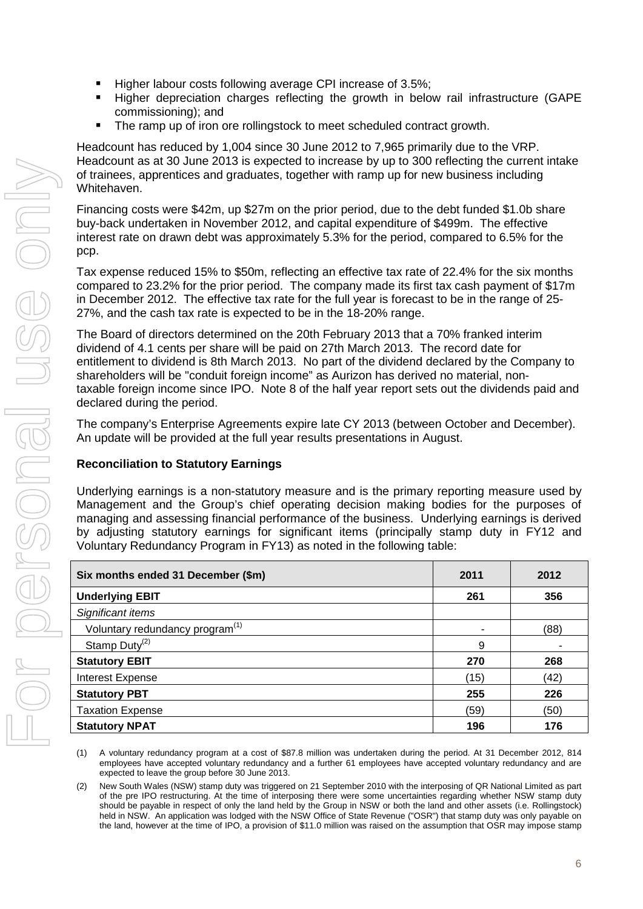- Higher labour costs following average CPI increase of 3.5%;
- Higher depreciation charges reflecting the growth in below rail infrastructure (GAPE commissioning); and
- The ramp up of iron ore rollingstock to meet scheduled contract growth.

Headcount has reduced by 1,004 since 30 June 2012 to 7,965 primarily due to the VRP. Headcount as at 30 June 2013 is expected to increase by up to 300 reflecting the current intake of trainees, apprentices and graduates, together with ramp up for new business including Whitehaven.

Financing costs were $42m, up $27m on the prior period, due to the debt funded $1.0b share buy-back undertaken in November 2012, and capital expenditure of $499m. The effective interest rate on drawn debt was approximately 5.3% for the period, compared to 6.5% for the pcp.

Tax expense reduced 15% to $50m, reflecting an effective tax rate of 22.4% for the six months compared to 23.2% for the prior period. The company made its first tax cash payment of $17m in December 2012. The effective tax rate for the full year is forecast to be in the range of 25-27%, and the cash tax rate is expected to be in the 18-20% range.

The Board of directors determined on the 20th February 2013 that a 70% franked interim dividend of 4.1 cents per share will be paid on 27th March 2013. The record date for entitlement to dividend is 8th March 2013. No part of the dividend declared by the Company to shareholders will be "conduit foreign income" as Aurizon has derived no material, non-taxable foreign income since IPO. Note 8 of the half year report sets out the dividends paid and declared during the period.

The company's Enterprise Agreements expire late CY 2013 (between October and December). An update will be provided at the full year results presentations in August.

**Reconciliation to Statutory Earnings**

Underlying earnings is a non-statutory measure and is the primary reporting measure used by Management and the Group's chief operating decision making bodies for the purposes of managing and assessing financial performance of the business. Underlying earnings is derived by adjusting statutory earnings for significant items (principally stamp duty in FY12 and Voluntary Redundancy Program in FY13) as noted in the following table:

| Six months ended 31 December ($m) | 2011 | 2012 |
|---|---|---|
| **Underlying EBIT** | **261** | **356** |
| *Significant items* | | |
| Voluntary redundancy program[1] | - | (88) |
| Stamp Duty[2] | 9 | - |
| **Statutory EBIT** | **270** | **268** |
| Interest Expense | (15) | (42) |
| **Statutory PBT** | **255** | **226** |
| Taxation Expense | (59) | (50) |
| **Statutory NPAT** | **196** | **176** |

(1) A voluntary redundancy program at a cost of $87.8 million was undertaken during the period. At 31 December 2012, 814 employees have accepted voluntary redundancy and a further 61 employees have accepted voluntary redundancy and are expected to leave the group before 30 June 2013.

(2) New South Wales (NSW) stamp duty was triggered on 21 September 2010 with the interposing of QR National Limited as part of the pre IPO restructuring. At the time of interposing there were some uncertainties regarding whether NSW stamp duty should be payable in respect of only the land held by the Group in NSW or both the land and other assets (i.e. Rollingstock) held in NSW. An application was lodged with the NSW Office of State Revenue ("OSR") that stamp duty was only payable on the land, however at the time of IPO, a provision of $11.0 million was raised on the assumption that OSR may impose stamp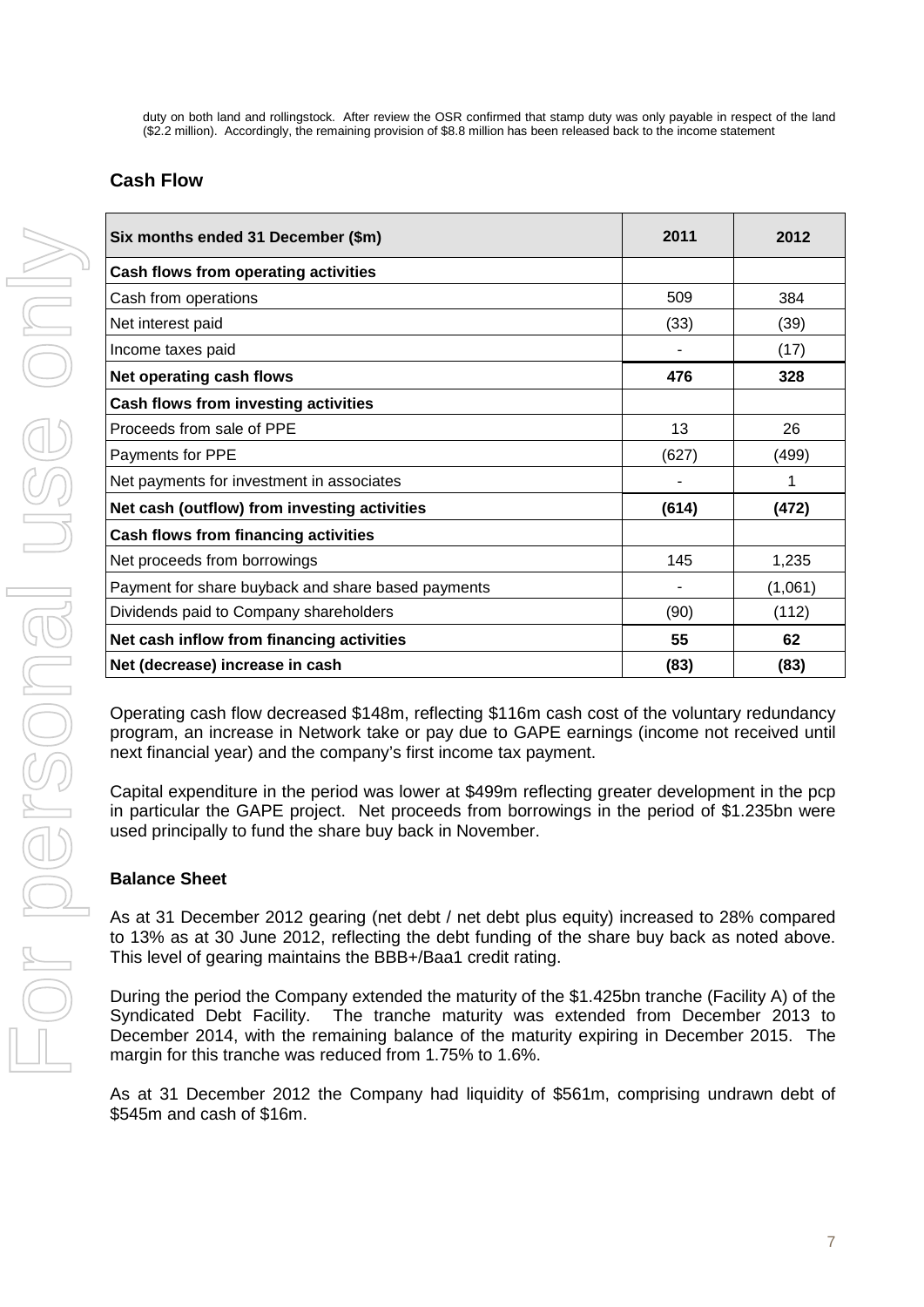duty on both land and rollingstock. After review the OSR confirmed that stamp duty was only payable in respect of the land ($2.2 million). Accordingly, the remaining provision of $8.8 million has been released back to the income statement

## Cash Flow

| Six months ended 31 December ($m) | 2011 | 2012 |
|---|---|---|
| **Cash flows from operating activities** | | |
| Cash from operations | 509 | 384 |
| Net interest paid | (33) | (39) |
| Income taxes paid | - | (17) |
| **Net operating cash flows** | **476** | **328** |
| **Cash flows from investing activities** | | |
| Proceeds from sale of PPE | 13 | 26 |
| Payments for PPE | (627) | (499) |
| Net payments for investment in associates | - | 1 |
| **Net cash (outflow) from investing activities** | **(614)** | **(472)** |
| **Cash flows from financing activities** | | |
| Net proceeds from borrowings | 145 | 1,235 |
| Payment for share buyback and share based payments | - | (1,061) |
| Dividends paid to Company shareholders | (90) | (112) |
| **Net cash inflow from financing activities** | **55** | **62** |
| **Net (decrease) increase in cash** | **(83)** | **(83)** |

Operating cash flow decreased $148m, reflecting $116m cash cost of the voluntary redundancy program, an increase in Network take or pay due to GAPE earnings (income not received until next financial year) and the company's first income tax payment.

Capital expenditure in the period was lower at $499m reflecting greater development in the pcp in particular the GAPE project. Net proceeds from borrowings in the period of $1.235bn were used principally to fund the share buy back in November.

## Balance Sheet

As at 31 December 2012 gearing (net debt / net debt plus equity) increased to 28% compared to 13% as at 30 June 2012, reflecting the debt funding of the share buy back as noted above. This level of gearing maintains the BBB+/Baa1 credit rating.

During the period the Company extended the maturity of the $1.425bn tranche (Facility A) of the Syndicated Debt Facility. The tranche maturity was extended from December 2013 to December 2014, with the remaining balance of the maturity expiring in December 2015. The margin for this tranche was reduced from 1.75% to 1.6%.

As at 31 December 2012 the Company had liquidity of $561m, comprising undrawn debt of $545m and cash of $16m.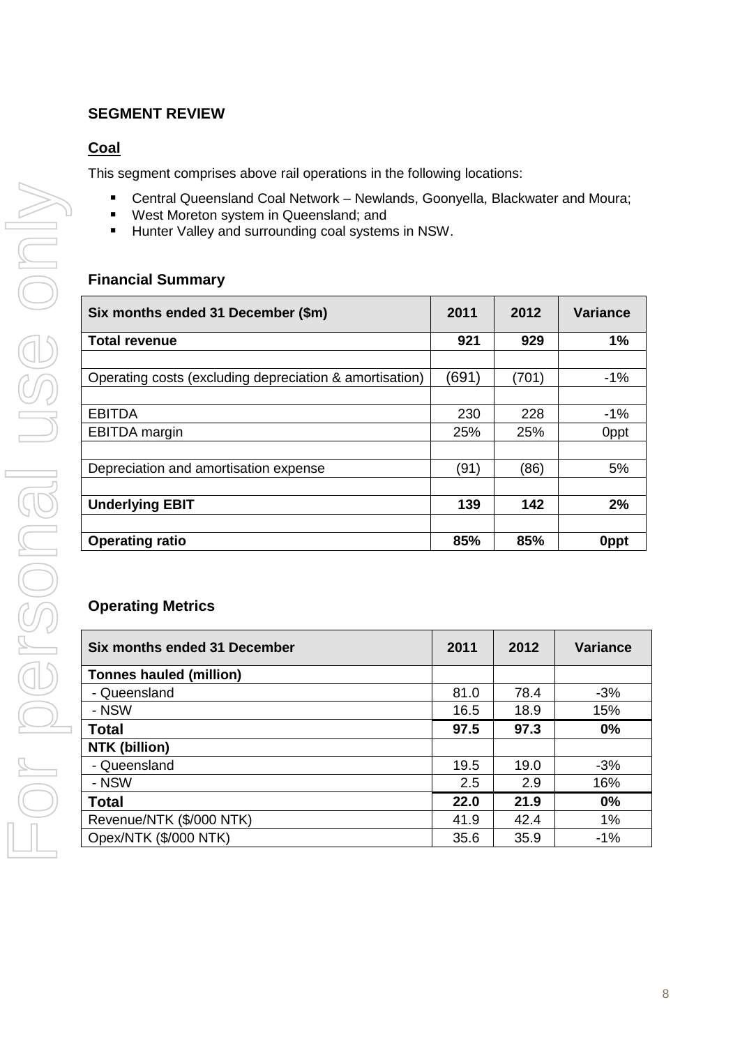## SEGMENT REVIEW

### Coal

This segment comprises above rail operations in the following locations:

- Central Queensland Coal Network – Newlands, Goonyella, Blackwater and Moura;
- West Moreton system in Queensland; and
- Hunter Valley and surrounding coal systems in NSW.

### Financial Summary

| Six months ended 31 December ($m) | 2011 | 2012 | Variance |
|---|---|---|---|
| **Total revenue** | **921** | **929** | **1%** |
| | | | |
| Operating costs (excluding depreciation & amortisation) | (691) | (701) | -1% |
| | | | |
| EBITDA | 230 | 228 | -1% |
| EBITDA margin | 25% | 25% | 0ppt |
| | | | |
| Depreciation and amortisation expense | (91) | (86) | 5% |
| | | | |
| **Underlying EBIT** | **139** | **142** | **2%** |
| | | | |
| **Operating ratio** | **85%** | **85%** | **0ppt** |

### Operating Metrics

| Six months ended 31 December | 2011 | 2012 | Variance |
|---|---|---|---|
| **Tonnes hauled (million)** | | | |
| - Queensland | 81.0 | 78.4 | -3% |
| - NSW | 16.5 | 18.9 | 15% |
| **Total** | **97.5** | **97.3** | **0%** |
| **NTK (billion)** | | | |
| - Queensland | 19.5 | 19.0 | -3% |
| - NSW | 2.5 | 2.9 | 16% |
| **Total** | **22.0** | **21.9** | **0%** |
| Revenue/NTK ($/000 NTK) | 41.9 | 42.4 | 1% |
| Opex/NTK ($/000 NTK) | 35.6 | 35.9 | -1% |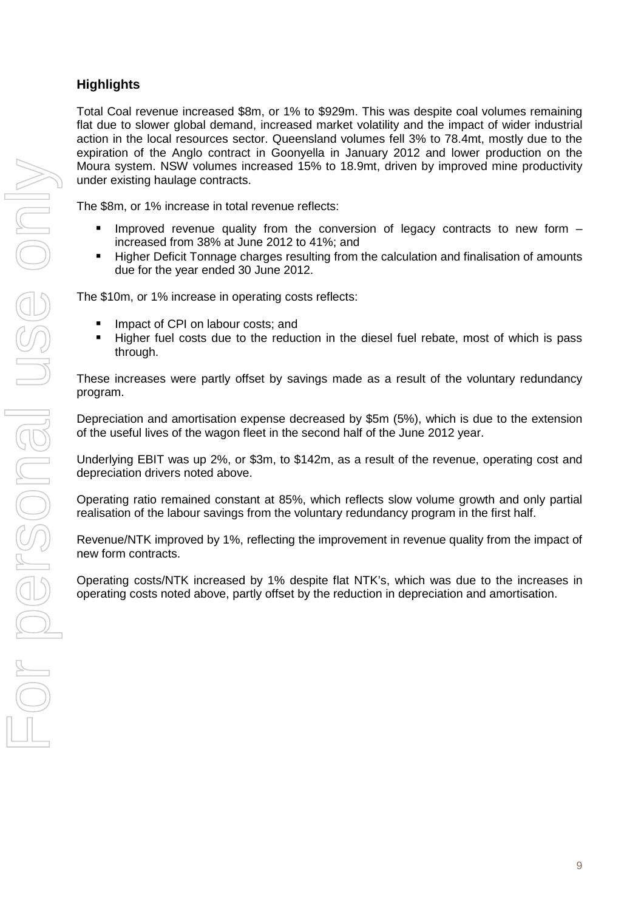### Highlights

Total Coal revenue increased \$8m, or 1% to \$929m. This was despite coal volumes remaining flat due to slower global demand, increased market volatility and the impact of wider industrial action in the local resources sector. Queensland volumes fell 3% to 78.4mt, mostly due to the expiration of the Anglo contract in Goonyella in January 2012 and lower production on the Moura system. NSW volumes increased 15% to 18.9mt, driven by improved mine productivity under existing haulage contracts.

The \$8m, or 1% increase in total revenue reflects:

- Improved revenue quality from the conversion of legacy contracts to new form – increased from 38% at June 2012 to 41%; and
- Higher Deficit Tonnage charges resulting from the calculation and finalisation of amounts due for the year ended 30 June 2012.

The \$10m, or 1% increase in operating costs reflects:

- Impact of CPI on labour costs; and
- Higher fuel costs due to the reduction in the diesel fuel rebate, most of which is pass through.

These increases were partly offset by savings made as a result of the voluntary redundancy program.

Depreciation and amortisation expense decreased by \$5m (5%), which is due to the extension of the useful lives of the wagon fleet in the second half of the June 2012 year.

Underlying EBIT was up 2%, or \$3m, to \$142m, as a result of the revenue, operating cost and depreciation drivers noted above.

Operating ratio remained constant at 85%, which reflects slow volume growth and only partial realisation of the labour savings from the voluntary redundancy program in the first half.

Revenue/NTK improved by 1%, reflecting the improvement in revenue quality from the impact of new form contracts.

Operating costs/NTK increased by 1% despite flat NTK's, which was due to the increases in operating costs noted above, partly offset by the reduction in depreciation and amortisation.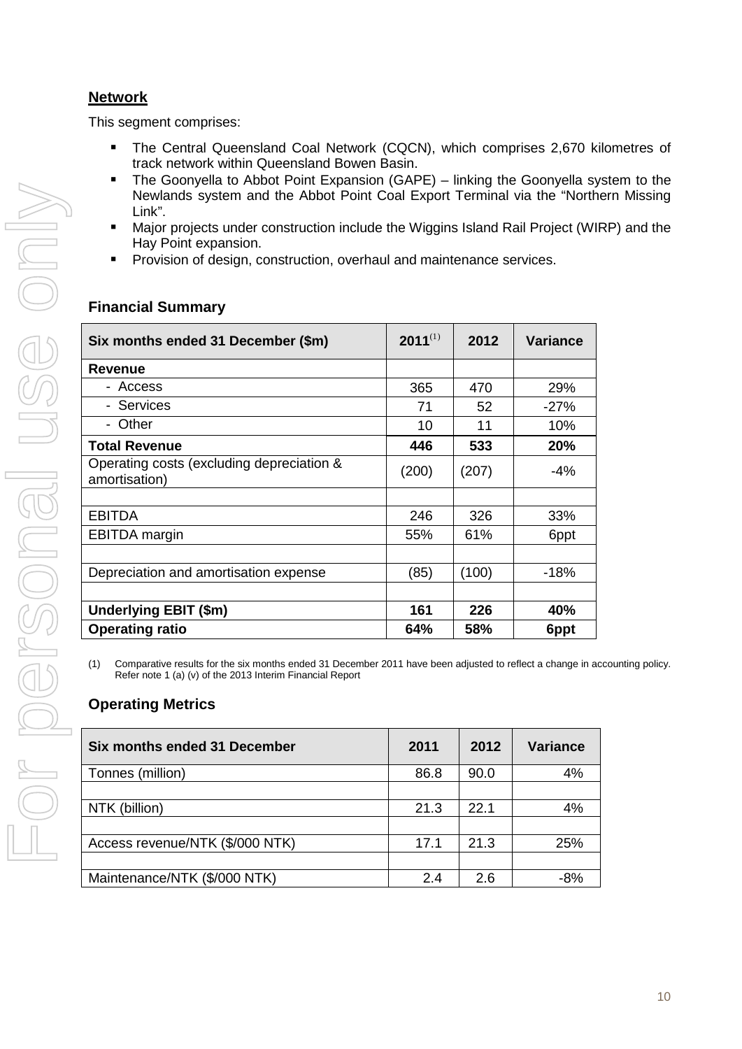## Network

This segment comprises:

- The Central Queensland Coal Network (CQCN), which comprises 2,670 kilometres of track network within Queensland Bowen Basin.
- The Goonyella to Abbot Point Expansion (GAPE) – linking the Goonyella system to the Newlands system and the Abbot Point Coal Export Terminal via the "Northern Missing Link".
- Major projects under construction include the Wiggins Island Rail Project (WIRP) and the Hay Point expansion.
- Provision of design, construction, overhaul and maintenance services.

### Financial Summary

| Six months ended 31 December ($m) | 2011[1] | 2012 | Variance |
|---|---|---|---|
| **Revenue** | | | |
| - Access | 365 | 470 | 29% |
| - Services | 71 | 52 | -27% |
| - Other | 10 | 11 | 10% |
| **Total Revenue** | **446** | **533** | **20%** |
| Operating costs (excluding depreciation & amortisation) | (200) | (207) | -4% |
| | | | |
| EBITDA | 246 | 326 | 33% |
| EBITDA margin | 55% | 61% | 6ppt |
| | | | |
| Depreciation and amortisation expense | (85) | (100) | -18% |
| | | | |
| **Underlying EBIT ($m)** | **161** | **226** | **40%** |
| **Operating ratio** | **64%** | **58%** | **6ppt** |

(1) Comparative results for the six months ended 31 December 2011 have been adjusted to reflect a change in accounting policy. Refer note 1 (a) (v) of the 2013 Interim Financial Report

### Operating Metrics

| Six months ended 31 December | 2011 | 2012 | Variance |
|---|---|---|---|
| Tonnes (million) | 86.8 | 90.0 | 4% |
| | | | |
| NTK (billion) | 21.3 | 22.1 | 4% |
| | | | |
| Access revenue/NTK ($/000 NTK) | 17.1 | 21.3 | 25% |
| | | | |
| Maintenance/NTK ($/000 NTK) | 2.4 | 2.6 | -8% |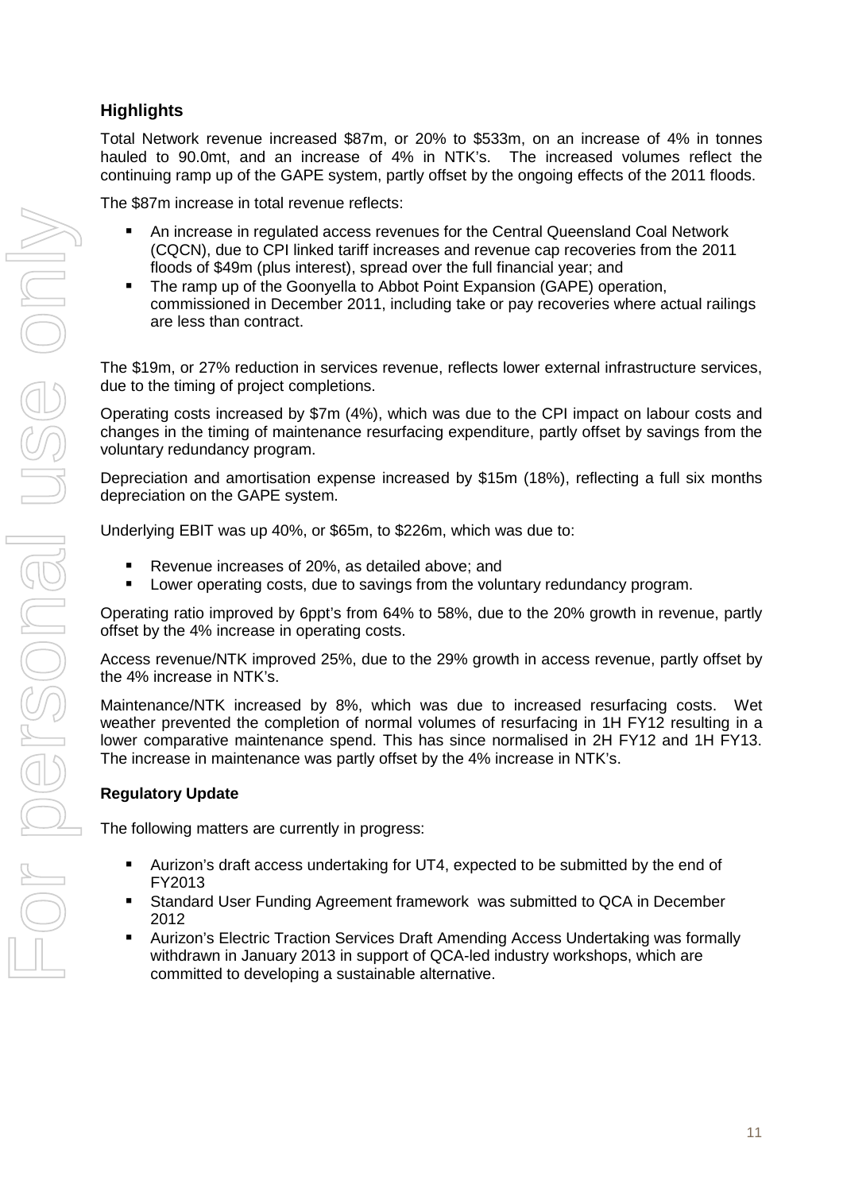## Highlights

Total Network revenue increased $87m, or 20% to $533m, on an increase of 4% in tonnes hauled to 90.0mt, and an increase of 4% in NTK's. The increased volumes reflect the continuing ramp up of the GAPE system, partly offset by the ongoing effects of the 2011 floods.

The $87m increase in total revenue reflects:

- An increase in regulated access revenues for the Central Queensland Coal Network (CQCN), due to CPI linked tariff increases and revenue cap recoveries from the 2011 floods of $49m (plus interest), spread over the full financial year; and
- The ramp up of the Goonyella to Abbot Point Expansion (GAPE) operation, commissioned in December 2011, including take or pay recoveries where actual railings are less than contract.

The $19m, or 27% reduction in services revenue, reflects lower external infrastructure services, due to the timing of project completions.

Operating costs increased by $7m (4%), which was due to the CPI impact on labour costs and changes in the timing of maintenance resurfacing expenditure, partly offset by savings from the voluntary redundancy program.

Depreciation and amortisation expense increased by $15m (18%), reflecting a full six months depreciation on the GAPE system.

Underlying EBIT was up 40%, or $65m, to $226m, which was due to:

- Revenue increases of 20%, as detailed above; and
- Lower operating costs, due to savings from the voluntary redundancy program.

Operating ratio improved by 6ppt's from 64% to 58%, due to the 20% growth in revenue, partly offset by the 4% increase in operating costs.

Access revenue/NTK improved 25%, due to the 29% growth in access revenue, partly offset by the 4% increase in NTK's.

Maintenance/NTK increased by 8%, which was due to increased resurfacing costs. Wet weather prevented the completion of normal volumes of resurfacing in 1H FY12 resulting in a lower comparative maintenance spend. This has since normalised in 2H FY12 and 1H FY13. The increase in maintenance was partly offset by the 4% increase in NTK's.

## Regulatory Update

The following matters are currently in progress:

- Aurizon's draft access undertaking for UT4, expected to be submitted by the end of FY2013
- Standard User Funding Agreement framework was submitted to QCA in December 2012
- Aurizon's Electric Traction Services Draft Amending Access Undertaking was formally withdrawn in January 2013 in support of QCA-led industry workshops, which are committed to developing a sustainable alternative.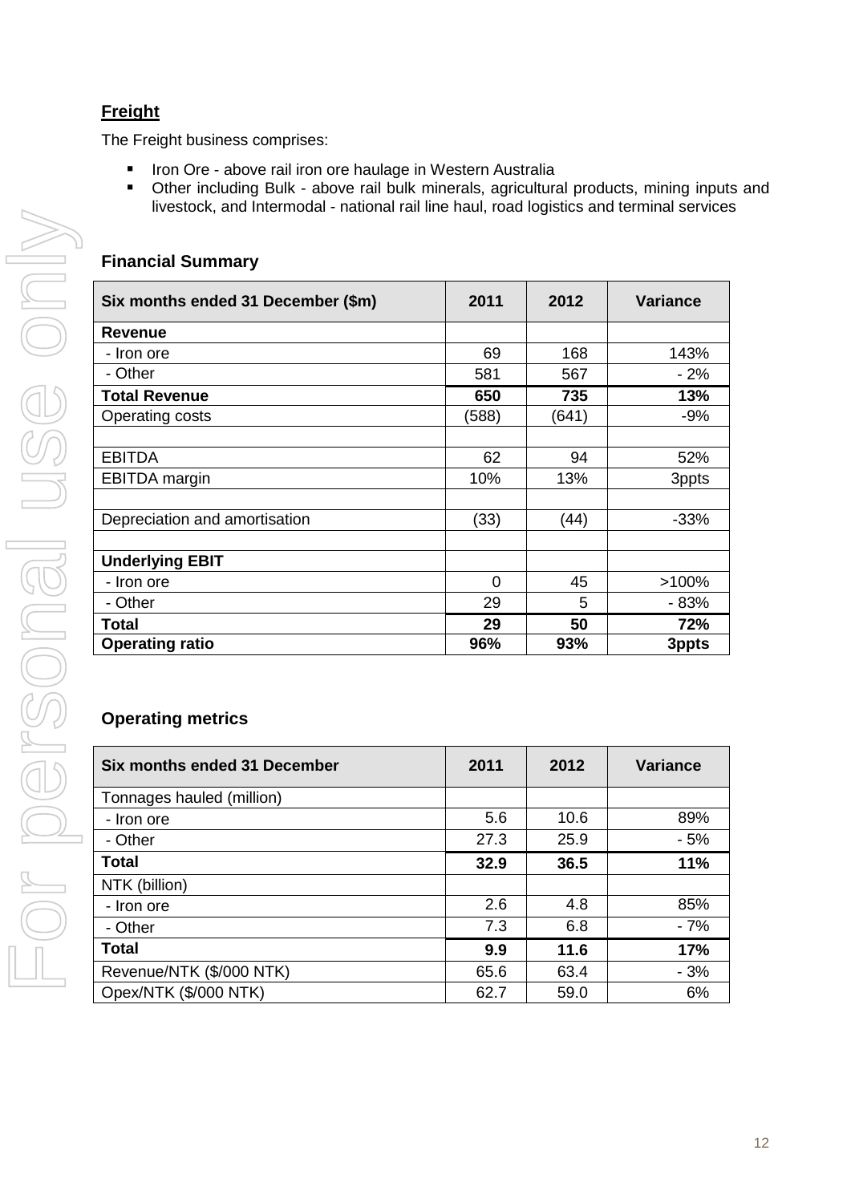## Freight

The Freight business comprises:

- Iron Ore - above rail iron ore haulage in Western Australia
- Other including Bulk - above rail bulk minerals, agricultural products, mining inputs and livestock, and Intermodal - national rail line haul, road logistics and terminal services

### Financial Summary

| Six months ended 31 December ($m) | 2011 | 2012 | Variance |
|---|---|---|---|
| **Revenue** | | | |
| - Iron ore | 69 | 168 | 143% |
| - Other | 581 | 567 | - 2% |
| **Total Revenue** | **650** | **735** | **13%** |
| Operating costs | (588) | (641) | -9% |
| | | | |
| EBITDA | 62 | 94 | 52% |
| EBITDA margin | 10% | 13% | 3ppts |
| | | | |
| Depreciation and amortisation | (33) | (44) | -33% |
| | | | |
| **Underlying EBIT** | | | |
| - Iron ore | 0 | 45 | >100% |
| - Other | 29 | 5 | - 83% |
| **Total** | **29** | **50** | **72%** |
| **Operating ratio** | **96%** | **93%** | **3ppts** |

### Operating metrics

| Six months ended 31 December | 2011 | 2012 | Variance |
|---|---|---|---|
| Tonnages hauled (million) | | | |
| - Iron ore | 5.6 | 10.6 | 89% |
| - Other | 27.3 | 25.9 | - 5% |
| **Total** | **32.9** | **36.5** | **11%** |
| NTK (billion) | | | |
| - Iron ore | 2.6 | 4.8 | 85% |
| - Other | 7.3 | 6.8 | - 7% |
| **Total** | **9.9** | **11.6** | **17%** |
| Revenue/NTK ($/000 NTK) | 65.6 | 63.4 | - 3% |
| Opex/NTK ($/000 NTK) | 62.7 | 59.0 | 6% |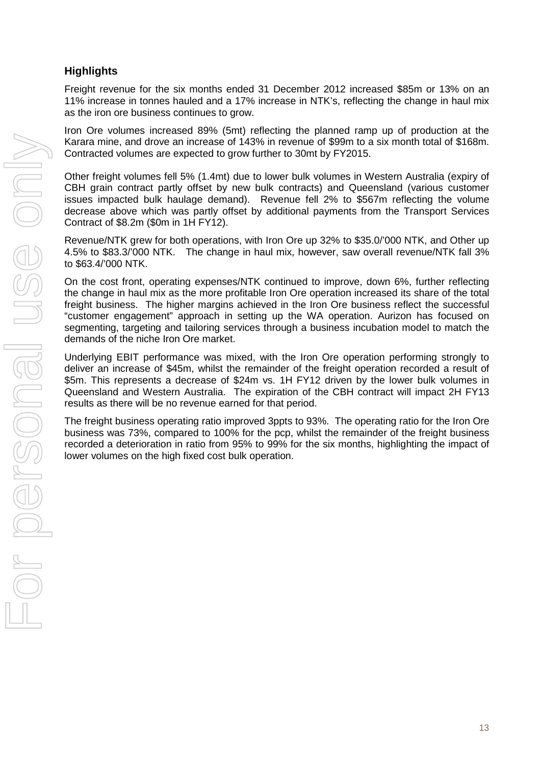### Highlights

Freight revenue for the six months ended 31 December 2012 increased $85m or 13% on an 11% increase in tonnes hauled and a 17% increase in NTK's, reflecting the change in haul mix as the iron ore business continues to grow.

Iron Ore volumes increased 89% (5mt) reflecting the planned ramp up of production at the Karara mine, and drove an increase of 143% in revenue of $99m to a six month total of $168m. Contracted volumes are expected to grow further to 30mt by FY2015.

Other freight volumes fell 5% (1.4mt) due to lower bulk volumes in Western Australia (expiry of CBH grain contract partly offset by new bulk contracts) and Queensland (various customer issues impacted bulk haulage demand). Revenue fell 2% to $567m reflecting the volume decrease above which was partly offset by additional payments from the Transport Services Contract of $8.2m ($0m in 1H FY12).

Revenue/NTK grew for both operations, with Iron Ore up 32% to $35.0/'000 NTK, and Other up 4.5% to $83.3/'000 NTK. The change in haul mix, however, saw overall revenue/NTK fall 3% to $63.4/'000 NTK.

On the cost front, operating expenses/NTK continued to improve, down 6%, further reflecting the change in haul mix as the more profitable Iron Ore operation increased its share of the total freight business. The higher margins achieved in the Iron Ore business reflect the successful "customer engagement" approach in setting up the WA operation. Aurizon has focused on segmenting, targeting and tailoring services through a business incubation model to match the demands of the niche Iron Ore market.

Underlying EBIT performance was mixed, with the Iron Ore operation performing strongly to deliver an increase of $45m, whilst the remainder of the freight operation recorded a result of $5m. This represents a decrease of $24m vs. 1H FY12 driven by the lower bulk volumes in Queensland and Western Australia. The expiration of the CBH contract will impact 2H FY13 results as there will be no revenue earned for that period.

The freight business operating ratio improved 3ppts to 93%. The operating ratio for the Iron Ore business was 73%, compared to 100% for the pcp, whilst the remainder of the freight business recorded a deterioration in ratio from 95% to 99% for the six months, highlighting the impact of lower volumes on the high fixed cost bulk operation.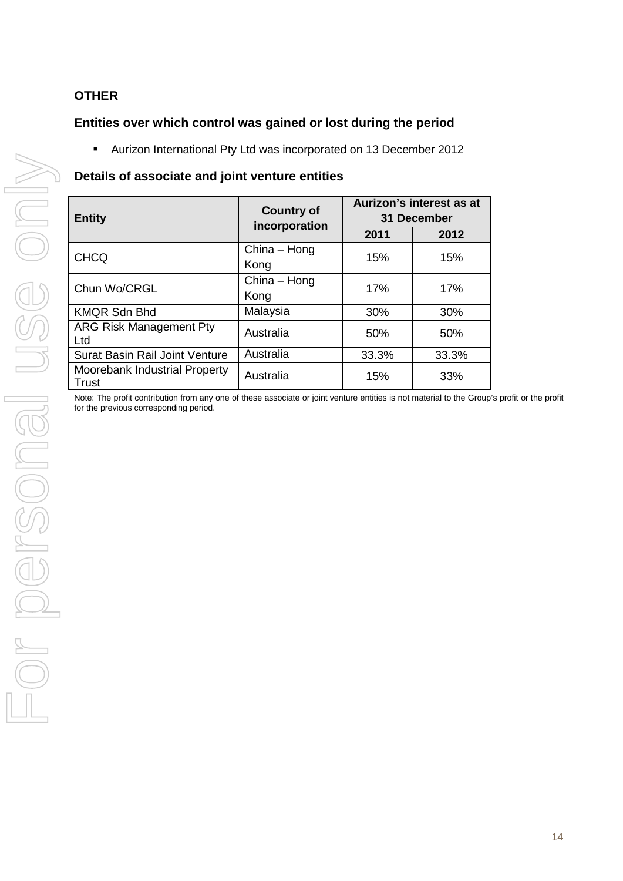## OTHER

### Entities over which control was gained or lost during the period

- Aurizon International Pty Ltd was incorporated on 13 December 2012

### Details of associate and joint venture entities

| Entity | Country of incorporation | Aurizon's interest as at 31 December | |
|---|---|---|---|
| | | 2011 | 2012 |
| CHCQ | China – Hong Kong | 15% | 15% |
| Chun Wo/CRGL | China – Hong Kong | 17% | 17% |
| KMQR Sdn Bhd | Malaysia | 30% | 30% |
| ARG Risk Management Pty Ltd | Australia | 50% | 50% |
| Surat Basin Rail Joint Venture | Australia | 33.3% | 33.3% |
| Moorebank Industrial Property Trust | Australia | 15% | 33% |

Note: The profit contribution from any one of these associate or joint venture entities is not material to the Group's profit or the profit for the previous corresponding period.